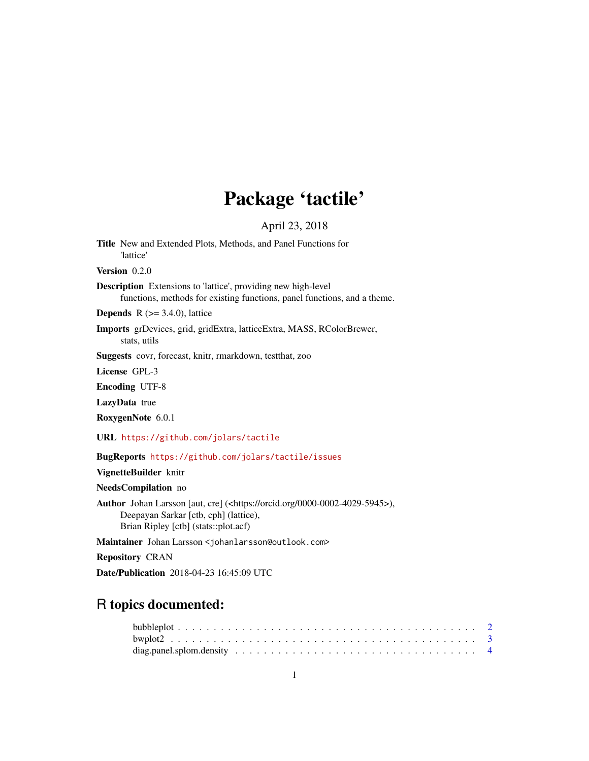# Package 'tactile'

April 23, 2018

**Title** New and Extended Plots, Methods, and Panel Functions for 'lattice'

**Version** 0.2.0

**Description** Extensions to 'lattice', providing new high-level functions, methods for existing functions, panel functions, and a theme.

**Depends** R (>= 3.4.0), lattice

**Imports** grDevices, grid, gridExtra, latticeExtra, MASS, RColorBrewer, stats, utils

**Suggests** covr, forecast, knitr, rmarkdown, testthat, zoo

**License** GPL-3

**Encoding** UTF-8

**LazyData** true

**RoxygenNote** 6.0.1

**URL** https://github.com/jolars/tactile

**BugReports** https://github.com/jolars/tactile/issues

**VignetteBuilder** knitr

**NeedsCompilation** no

**Author** Johan Larsson [aut, cre] (<https://orcid.org/0000-0002-4029-5945>), Deepayan Sarkar [ctb, cph] (lattice), Brian Ripley [ctb] (stats::plot.acf)

**Maintainer** Johan Larsson <johanlarsson@outlook.com>

**Repository** CRAN

**Date/Publication** 2018-04-23 16:45:09 UTC

## R topics documented:

bubbleplot . . . . . . . . . . . . . . . . . . . . . . . . . . . . . . . . . . . . . . . . 2
bwplot2 . . . . . . . . . . . . . . . . . . . . . . . . . . . . . . . . . . . . . . . . . . 3
diag.panel.splom.density . . . . . . . . . . . . . . . . . . . . . . . . . . . . . . . . 4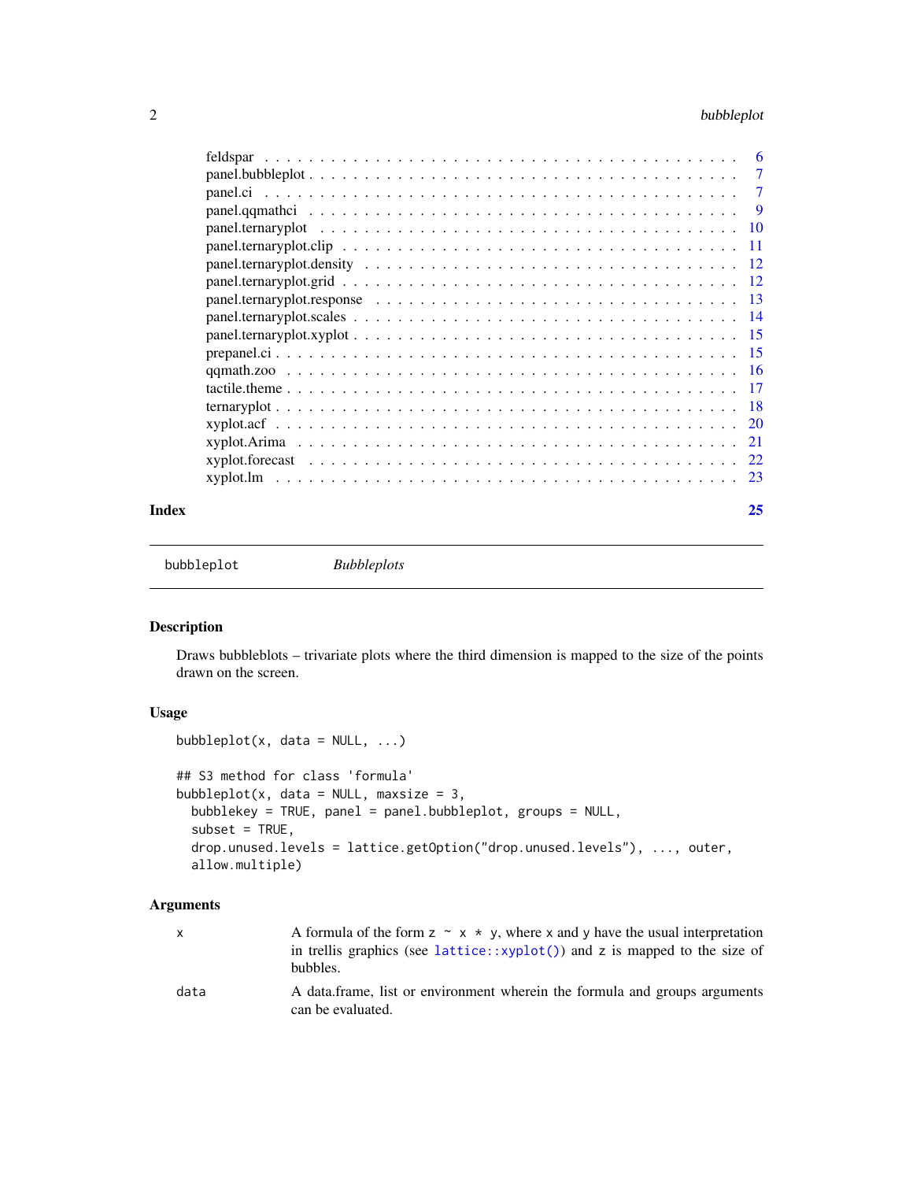| | |
|---|---|
| feldspar | 6 |
| panel.bubbleplot | 7 |
| panel.ci | 7 |
| panel.qqmathci | 9 |
| panel.ternaryplot | 10 |
| panel.ternaryplot.clip | 11 |
| panel.ternaryplot.density | 12 |
| panel.ternaryplot.grid | 12 |
| panel.ternaryplot.response | 13 |
| panel.ternaryplot.scales | 14 |
| panel.ternaryplot.xyplot | 15 |
| prepanel.ci | 15 |
| qqmath.zoo | 16 |
| tactile.theme | 17 |
| ternaryplot | 18 |
| xyplot.acf | 20 |
| xyplot.Arima | 21 |
| xyplot.forecast | 22 |
| xyplot.lm | 23 |

**Index** **25**

---

`bubbleplot` *Bubbleplots*

---

## Description

Draws bubbleblots – trivariate plots where the third dimension is mapped to the size of the points drawn on the screen.

## Usage

```
bubbleplot(x, data = NULL, ...)

## S3 method for class 'formula'
bubbleplot(x, data = NULL, maxsize = 3,
  bubblekey = TRUE, panel = panel.bubbleplot, groups = NULL,
  subset = TRUE,
  drop.unused.levels = lattice.getOption("drop.unused.levels"), ..., outer,
  allow.multiple)
```

## Arguments

| | |
|---|---|
| `x` | A formula of the form `z ~ x * y`, where `x` and `y` have the usual interpretation in trellis graphics (see `lattice::xyplot()`) and `z` is mapped to the size of bubbles. |
| `data` | A data.frame, list or environment wherein the formula and groups arguments can be evaluated. |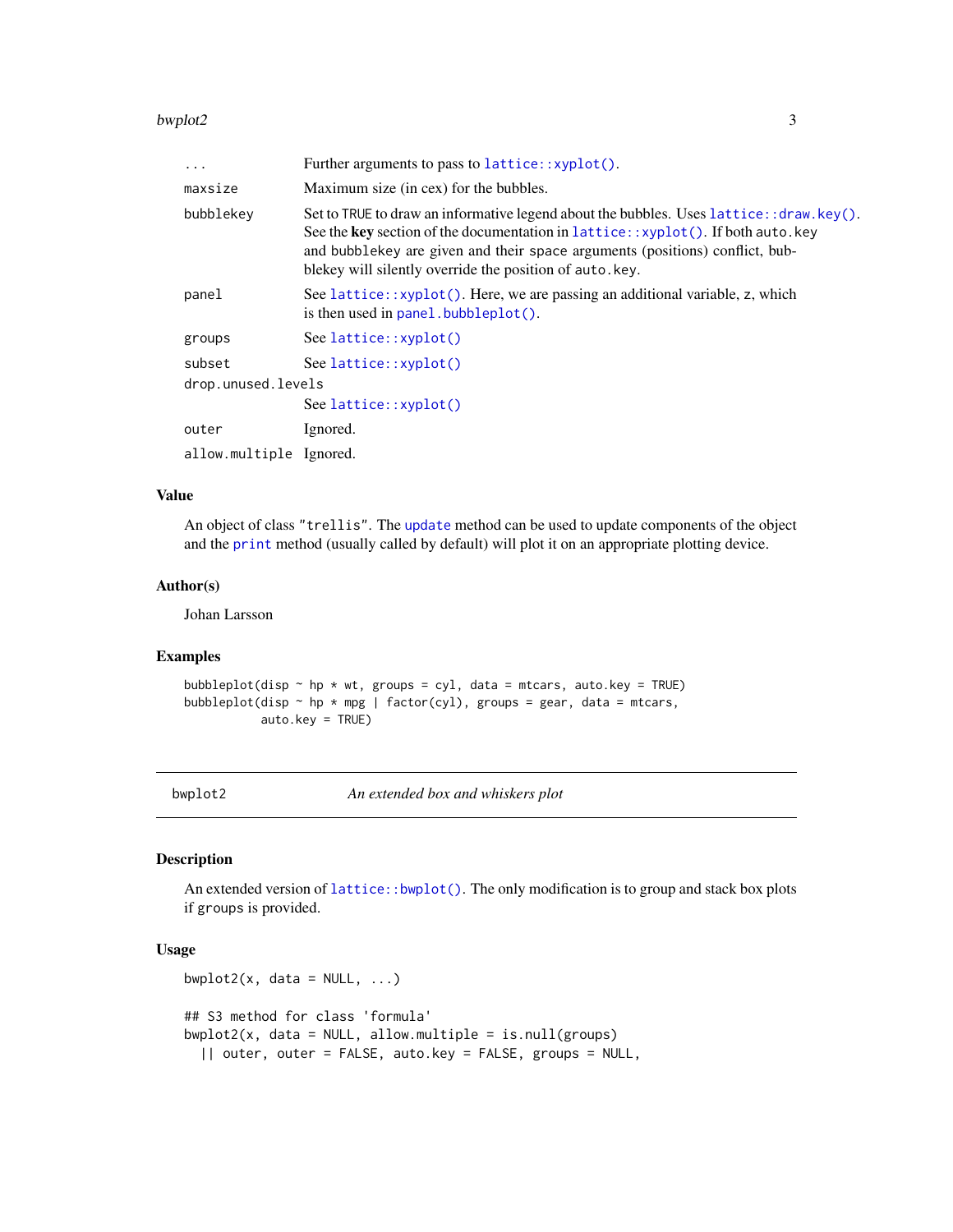| | |
|---|---|
| ... | Further arguments to pass to `lattice::xyplot()`. |
| maxsize | Maximum size (in cex) for the bubbles. |
| bubblekey | Set to TRUE to draw an informative legend about the bubbles. Uses `lattice::draw.key()`. See the **key** section of the documentation in `lattice::xyplot()`. If both `auto.key` and `bubblekey` are given and their `space` arguments (positions) conflict, bubblekey will silently override the position of `auto.key`. |
| panel | See `lattice::xyplot()`. Here, we are passing an additional variable, z, which is then used in `panel.bubbleplot()`. |
| groups | See `lattice::xyplot()` |
| subset | See `lattice::xyplot()` |
| drop.unused.levels | See `lattice::xyplot()` |
| outer | Ignored. |
| allow.multiple | Ignored. |

## Value

An object of class "trellis". The `update` method can be used to update components of the object and the `print` method (usually called by default) will plot it on an appropriate plotting device.

## Author(s)

Johan Larsson

## Examples

```
bubbleplot(disp ~ hp * wt, groups = cyl, data = mtcars, auto.key = TRUE)
bubbleplot(disp ~ hp * mpg | factor(cyl), groups = gear, data = mtcars,
           auto.key = TRUE)
```

---

# bwplot2 — *An extended box and whiskers plot*

## Description

An extended version of `lattice::bwplot()`. The only modification is to group and stack box plots if `groups` is provided.

## Usage

```
bwplot2(x, data = NULL, ...)

## S3 method for class 'formula'
bwplot2(x, data = NULL, allow.multiple = is.null(groups)
  || outer, outer = FALSE, auto.key = FALSE, groups = NULL,
```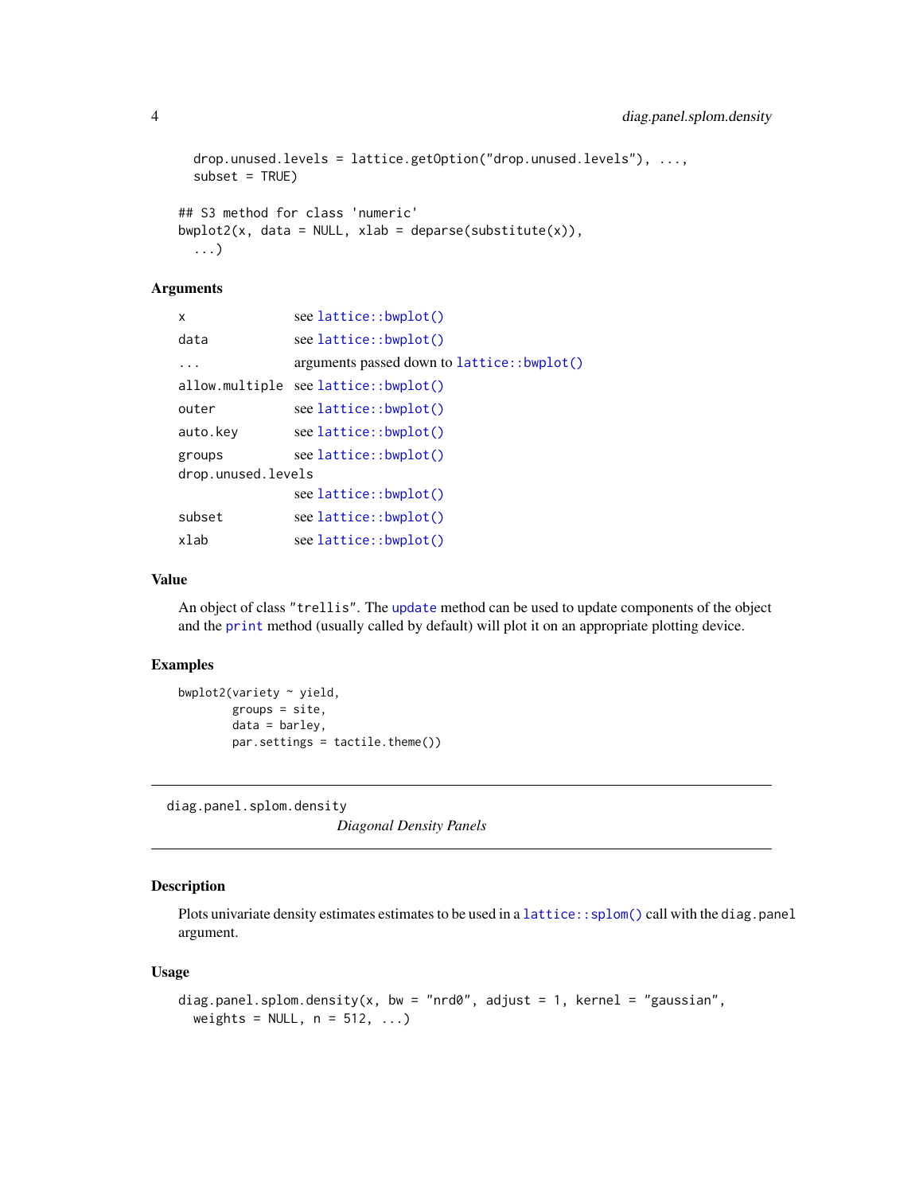```
  drop.unused.levels = lattice.getOption("drop.unused.levels"), ...,
  subset = TRUE)

## S3 method for class 'numeric'
bwplot2(x, data = NULL, xlab = deparse(substitute(x)),
  ...)
```

### Arguments

| | |
|---|---|
| `x` | see `lattice::bwplot()` |
| `data` | see `lattice::bwplot()` |
| `...` | arguments passed down to `lattice::bwplot()` |
| `allow.multiple` | see `lattice::bwplot()` |
| `outer` | see `lattice::bwplot()` |
| `auto.key` | see `lattice::bwplot()` |
| `groups` | see `lattice::bwplot()` |
| `drop.unused.levels` | see `lattice::bwplot()` |
| `subset` | see `lattice::bwplot()` |
| `xlab` | see `lattice::bwplot()` |

### Value

An object of class `"trellis"`. The `update` method can be used to update components of the object and the `print` method (usually called by default) will plot it on an appropriate plotting device.

### Examples

```
bwplot2(variety ~ yield,
        groups = site,
        data = barley,
        par.settings = tactile.theme())
```

---

## diag.panel.splom.density    *Diagonal Density Panels*

### Description

Plots univariate density estimates estimates to be used in a `lattice::splom()` call with the `diag.panel` argument.

### Usage

```
diag.panel.splom.density(x, bw = "nrd0", adjust = 1, kernel = "gaussian",
  weights = NULL, n = 512, ...)
```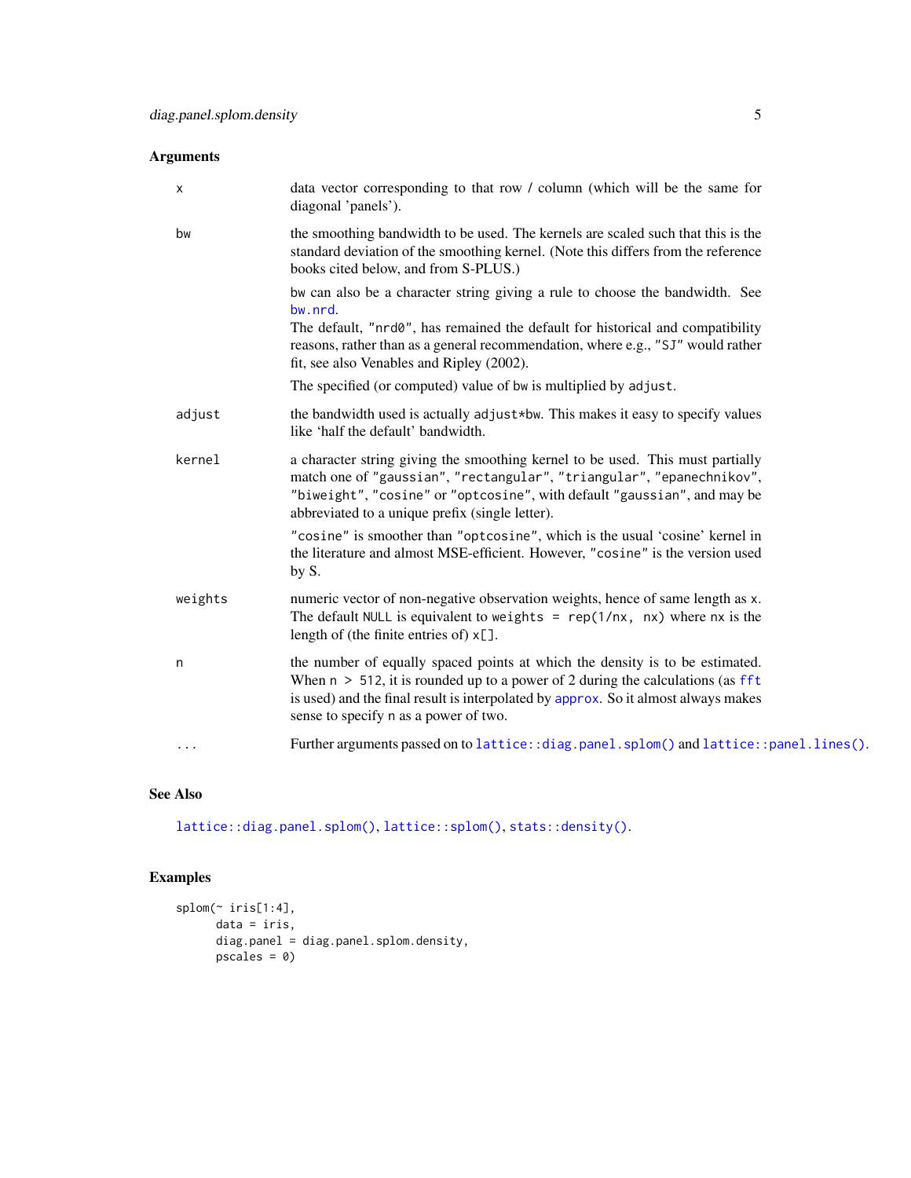## Arguments

- **x**: data vector corresponding to that row / column (which will be the same for diagonal 'panels').

- **bw**: the smoothing bandwidth to be used. The kernels are scaled such that this is the standard deviation of the smoothing kernel. (Note this differs from the reference books cited below, and from S-PLUS.)

  `bw` can also be a character string giving a rule to choose the bandwidth. See `bw.nrd`.
  The default, `"nrd0"`, has remained the default for historical and compatibility reasons, rather than as a general recommendation, where e.g., `"SJ"` would rather fit, see also Venables and Ripley (2002).

  The specified (or computed) value of `bw` is multiplied by `adjust`.

- **adjust**: the bandwidth used is actually `adjust*bw`. This makes it easy to specify values like 'half the default' bandwidth.

- **kernel**: a character string giving the smoothing kernel to be used. This must partially match one of `"gaussian"`, `"rectangular"`, `"triangular"`, `"epanechnikov"`, `"biweight"`, `"cosine"` or `"optcosine"`, with default `"gaussian"`, and may be abbreviated to a unique prefix (single letter).

  `"cosine"` is smoother than `"optcosine"`, which is the usual 'cosine' kernel in the literature and almost MSE-efficient. However, `"cosine"` is the version used by S.

- **weights**: numeric vector of non-negative observation weights, hence of same length as `x`. The default `NULL` is equivalent to `weights = rep(1/nx, nx)` where `nx` is the length of (the finite entries of) `x[]`.

- **n**: the number of equally spaced points at which the density is to be estimated. When `n > 512`, it is rounded up to a power of 2 during the calculations (as `fft` is used) and the final result is interpolated by `approx`. So it almost always makes sense to specify `n` as a power of two.

- **...**: Further arguments passed on to `lattice::diag.panel.splom()` and `lattice::panel.lines()`.

## See Also

`lattice::diag.panel.splom()`, `lattice::splom()`, `stats::density()`.

## Examples

```
splom(~ iris[1:4],
      data = iris,
      diag.panel = diag.panel.splom.density,
      pscales = 0)
```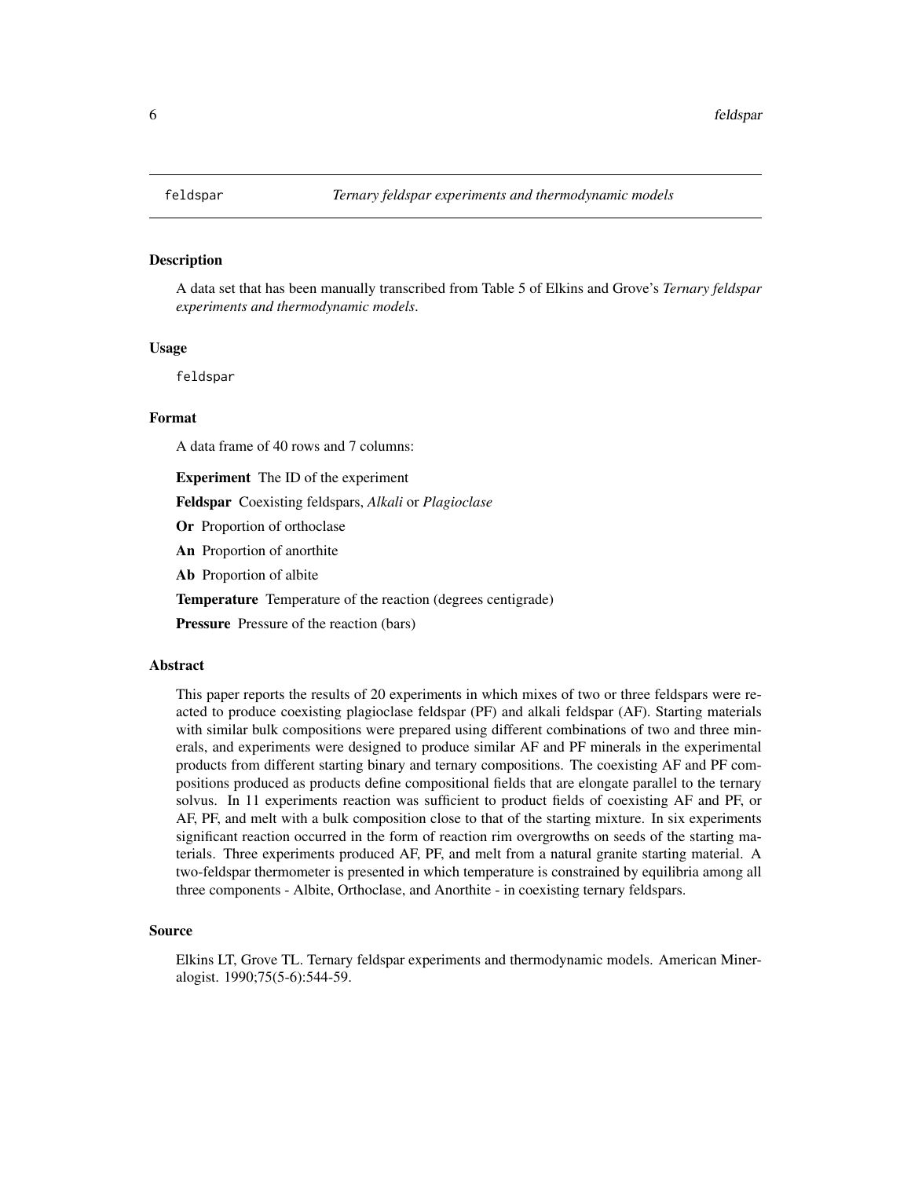# feldspar

*Ternary feldspar experiments and thermodynamic models*

## Description

A data set that has been manually transcribed from Table 5 of Elkins and Grove's *Ternary feldspar experiments and thermodynamic models*.

## Usage

```
feldspar
```

## Format

A data frame of 40 rows and 7 columns:

**Experiment** The ID of the experiment

**Feldspar** Coexisting feldspars, *Alkali* or *Plagioclase*

**Or** Proportion of orthoclase

**An** Proportion of anorthite

**Ab** Proportion of albite

**Temperature** Temperature of the reaction (degrees centigrade)

**Pressure** Pressure of the reaction (bars)

## Abstract

This paper reports the results of 20 experiments in which mixes of two or three feldspars were reacted to produce coexisting plagioclase feldspar (PF) and alkali feldspar (AF). Starting materials with similar bulk compositions were prepared using different combinations of two and three minerals, and experiments were designed to produce similar AF and PF minerals in the experimental products from different starting binary and ternary compositions. The coexisting AF and PF compositions produced as products define compositional fields that are elongate parallel to the ternary solvus. In 11 experiments reaction was sufficient to product fields of coexisting AF and PF, or AF, PF, and melt with a bulk composition close to that of the starting mixture. In six experiments significant reaction occurred in the form of reaction rim overgrowths on seeds of the starting materials. Three experiments produced AF, PF, and melt from a natural granite starting material. A two-feldspar thermometer is presented in which temperature is constrained by equilibria among all three components - Albite, Orthoclase, and Anorthite - in coexisting ternary feldspars.

## Source

Elkins LT, Grove TL. Ternary feldspar experiments and thermodynamic models. American Mineralogist. 1990;75(5-6):544-59.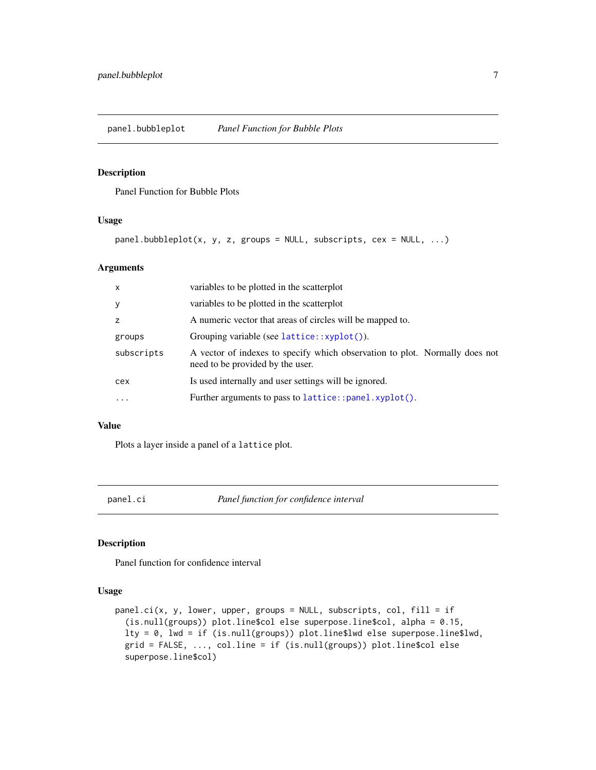## panel.bubbleplot *Panel Function for Bubble Plots*

### Description

Panel Function for Bubble Plots

### Usage

```
panel.bubbleplot(x, y, z, groups = NULL, subscripts, cex = NULL, ...)
```

### Arguments

| | |
|---|---|
| x | variables to be plotted in the scatterplot |
| y | variables to be plotted in the scatterplot |
| z | A numeric vector that areas of circles will be mapped to. |
| groups | Grouping variable (see `lattice::xyplot()`). |
| subscripts | A vector of indexes to specify which observation to plot. Normally does not need to be provided by the user. |
| cex | Is used internally and user settings will be ignored. |
| ... | Further arguments to pass to `lattice::panel.xyplot()`. |

### Value

Plots a layer inside a panel of a `lattice` plot.

## panel.ci *Panel function for confidence interval*

### Description

Panel function for confidence interval

### Usage

```
panel.ci(x, y, lower, upper, groups = NULL, subscripts, col, fill = if
  (is.null(groups)) plot.line$col else superpose.line$col, alpha = 0.15,
  lty = 0, lwd = if (is.null(groups)) plot.line$lwd else superpose.line$lwd,
  grid = FALSE, ..., col.line = if (is.null(groups)) plot.line$col else
  superpose.line$col)
```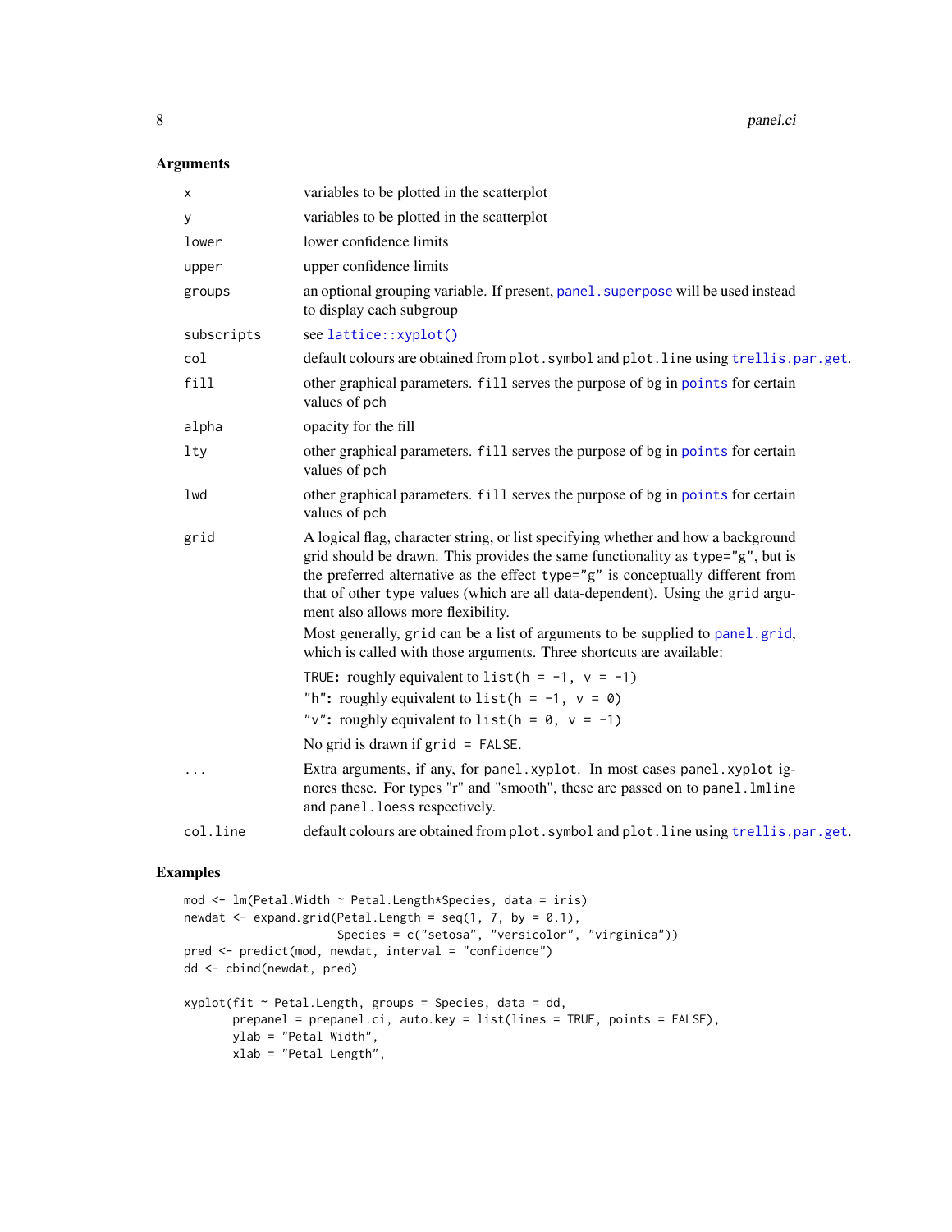## Arguments

| | |
|---|---|
| x | variables to be plotted in the scatterplot |
| y | variables to be plotted in the scatterplot |
| lower | lower confidence limits |
| upper | upper confidence limits |
| groups | an optional grouping variable. If present, panel.superpose will be used instead to display each subgroup |
| subscripts | see lattice::xyplot() |
| col | default colours are obtained from plot.symbol and plot.line using trellis.par.get. |
| fill | other graphical parameters. fill serves the purpose of bg in points for certain values of pch |
| alpha | opacity for the fill |
| lty | other graphical parameters. fill serves the purpose of bg in points for certain values of pch |
| lwd | other graphical parameters. fill serves the purpose of bg in points for certain values of pch |
| grid | A logical flag, character string, or list specifying whether and how a background grid should be drawn. This provides the same functionality as type="g", but is the preferred alternative as the effect type="g" is conceptually different from that of other type values (which are all data-dependent). Using the grid argument also allows more flexibility.<br><br>Most generally, grid can be a list of arguments to be supplied to panel.grid, which is called with those arguments. Three shortcuts are available:<br><br>**TRUE:** roughly equivalent to list(h = -1, v = -1)<br>**"h":** roughly equivalent to list(h = -1, v = 0)<br>**"v":** roughly equivalent to list(h = 0, v = -1)<br><br>No grid is drawn if grid = FALSE. |
| ... | Extra arguments, if any, for panel.xyplot. In most cases panel.xyplot ignores these. For types "r" and "smooth", these are passed on to panel.lmline and panel.loess respectively. |
| col.line | default colours are obtained from plot.symbol and plot.line using trellis.par.get. |

## Examples

```
mod <- lm(Petal.Width ~ Petal.Length*Species, data = iris)
newdat <- expand.grid(Petal.Length = seq(1, 7, by = 0.1),
                      Species = c("setosa", "versicolor", "virginica"))
pred <- predict(mod, newdat, interval = "confidence")
dd <- cbind(newdat, pred)

xyplot(fit ~ Petal.Length, groups = Species, data = dd,
       prepanel = prepanel.ci, auto.key = list(lines = TRUE, points = FALSE),
       ylab = "Petal Width",
       xlab = "Petal Length",
```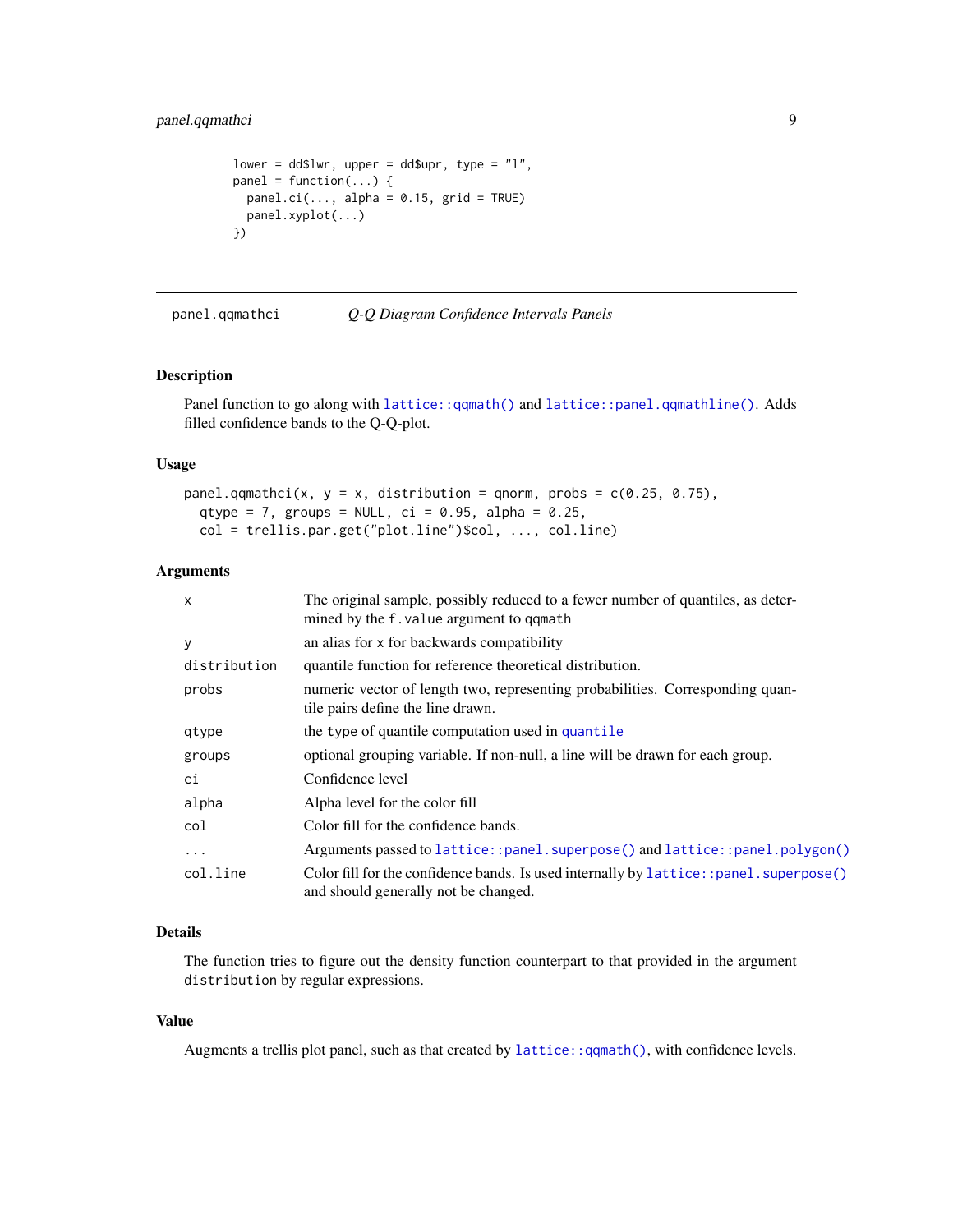```
        lower = dd$lwr, upper = dd$upr, type = "l",
        panel = function(...) {
          panel.ci(..., alpha = 0.15, grid = TRUE)
          panel.xyplot(...)
        })
```

## panel.qqmathci — *Q-Q Diagram Confidence Intervals Panels*

### Description

Panel function to go along with `lattice::qqmath()` and `lattice::panel.qqmathline()`. Adds filled confidence bands to the Q-Q-plot.

### Usage

```
panel.qqmathci(x, y = x, distribution = qnorm, probs = c(0.25, 0.75),
  qtype = 7, groups = NULL, ci = 0.95, alpha = 0.25,
  col = trellis.par.get("plot.line")$col, ..., col.line)
```

### Arguments

| | |
|---|---|
| `x` | The original sample, possibly reduced to a fewer number of quantiles, as determined by the `f.value` argument to `qqmath` |
| `y` | an alias for `x` for backwards compatibility |
| `distribution` | quantile function for reference theoretical distribution. |
| `probs` | numeric vector of length two, representing probabilities. Corresponding quantile pairs define the line drawn. |
| `qtype` | the `type` of quantile computation used in `quantile` |
| `groups` | optional grouping variable. If non-null, a line will be drawn for each group. |
| `ci` | Confidence level |
| `alpha` | Alpha level for the color fill |
| `col` | Color fill for the confidence bands. |
| `...` | Arguments passed to `lattice::panel.superpose()` and `lattice::panel.polygon()` |
| `col.line` | Color fill for the confidence bands. Is used internally by `lattice::panel.superpose()` and should generally not be changed. |

### Details

The function tries to figure out the density function counterpart to that provided in the argument `distribution` by regular expressions.

### Value

Augments a trellis plot panel, such as that created by `lattice::qqmath()`, with confidence levels.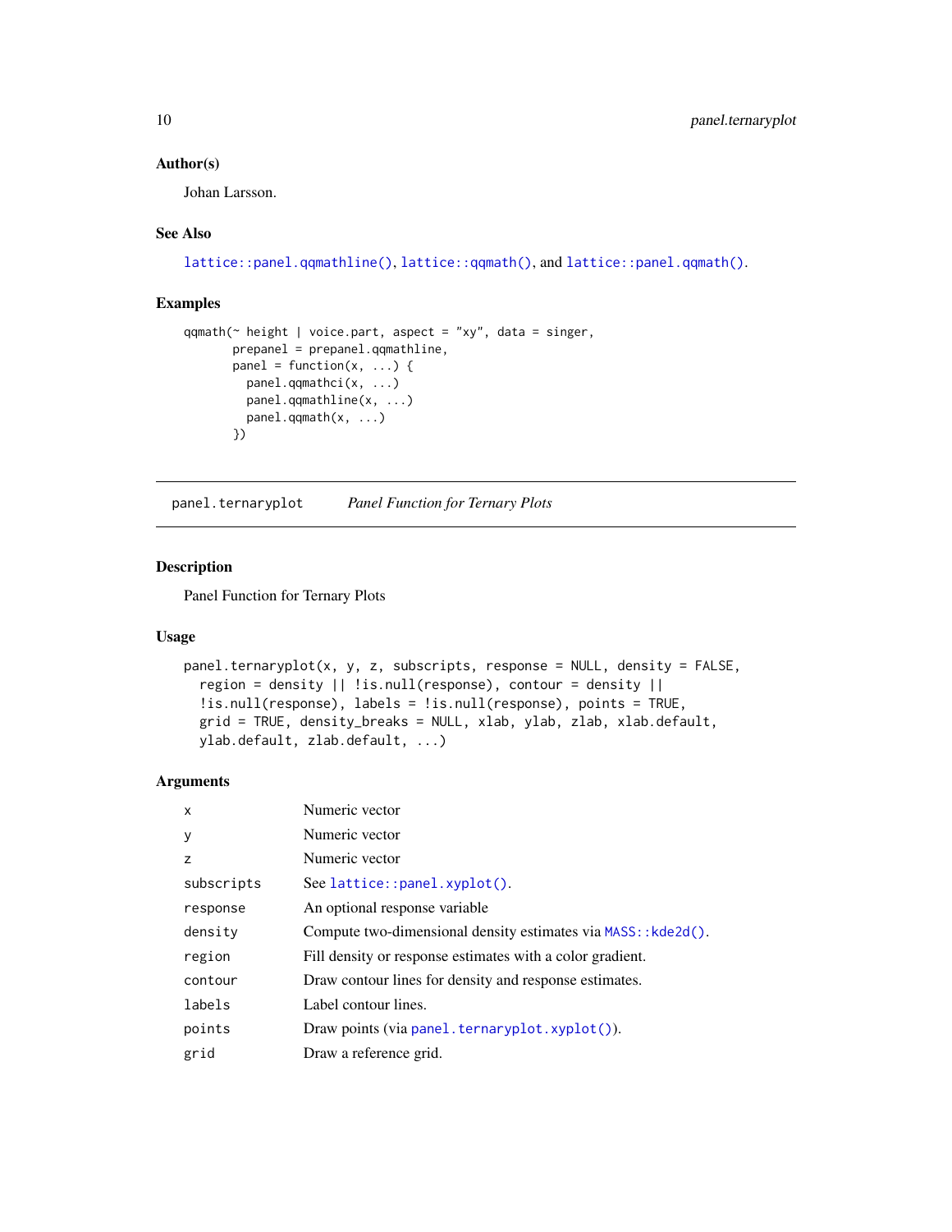### Author(s)

Johan Larsson.

### See Also

`lattice::panel.qqmathline()`, `lattice::qqmath()`, and `lattice::panel.qqmath()`.

### Examples

```
qqmath(~ height | voice.part, aspect = "xy", data = singer,
       prepanel = prepanel.qqmathline,
       panel = function(x, ...) {
         panel.qqmathci(x, ...)
         panel.qqmathline(x, ...)
         panel.qqmath(x, ...)
       })
```

---

## panel.ternaryplot — *Panel Function for Ternary Plots*

---

### Description

Panel Function for Ternary Plots

### Usage

```
panel.ternaryplot(x, y, z, subscripts, response = NULL, density = FALSE,
  region = density || !is.null(response), contour = density ||
  !is.null(response), labels = !is.null(response), points = TRUE,
  grid = TRUE, density_breaks = NULL, xlab, ylab, zlab, xlab.default,
  ylab.default, zlab.default, ...)
```

### Arguments

| | |
|---|---|
| `x` | Numeric vector |
| `y` | Numeric vector |
| `z` | Numeric vector |
| `subscripts` | See `lattice::panel.xyplot()`. |
| `response` | An optional response variable |
| `density` | Compute two-dimensional density estimates via `MASS::kde2d()`. |
| `region` | Fill density or response estimates with a color gradient. |
| `contour` | Draw contour lines for density and response estimates. |
| `labels` | Label contour lines. |
| `points` | Draw points (via `panel.ternaryplot.xyplot()`). |
| `grid` | Draw a reference grid. |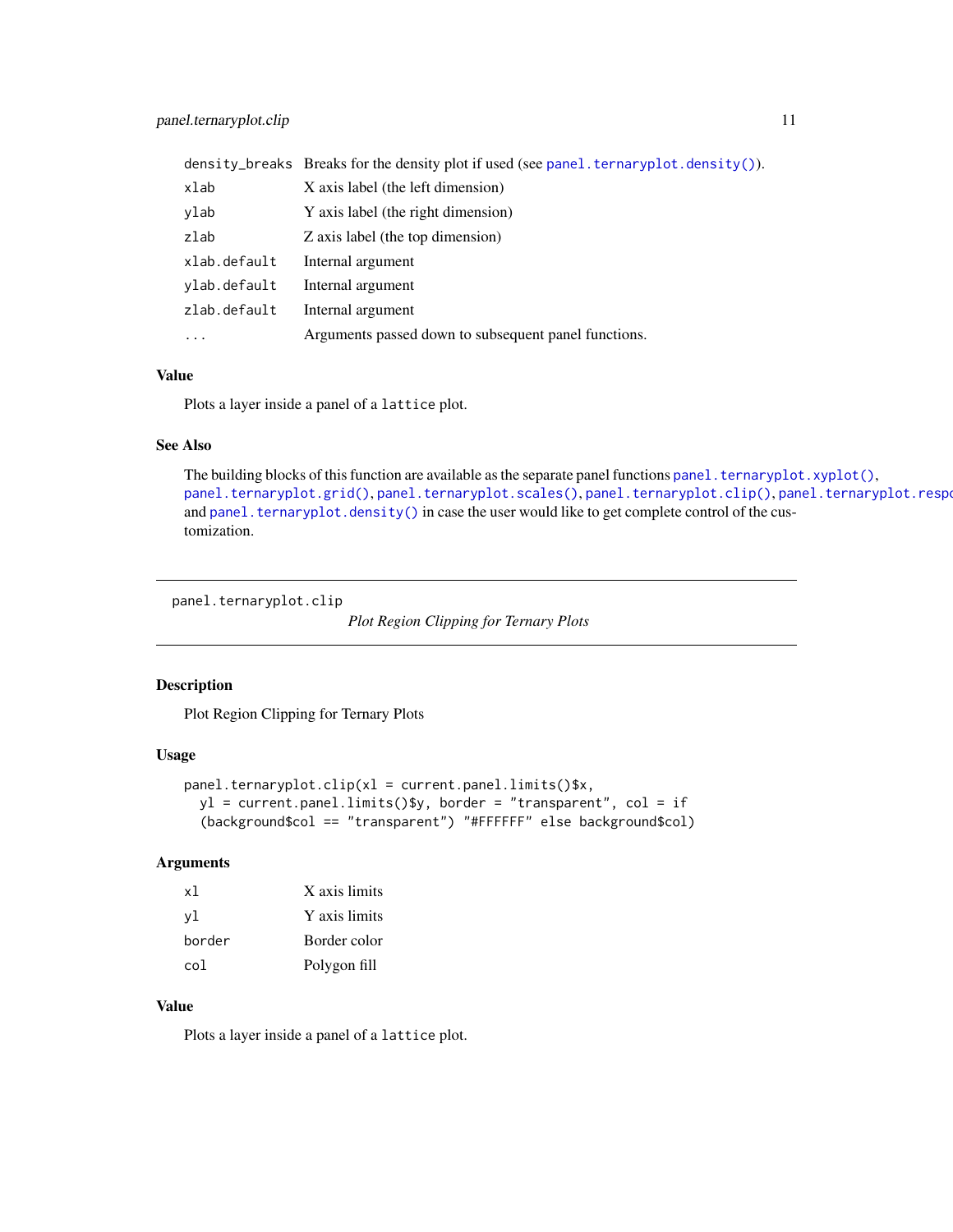| | |
|---|---|
| density_breaks | Breaks for the density plot if used (see panel.ternaryplot.density()). |
| xlab | X axis label (the left dimension) |
| ylab | Y axis label (the right dimension) |
| zlab | Z axis label (the top dimension) |
| xlab.default | Internal argument |
| ylab.default | Internal argument |
| zlab.default | Internal argument |
| ... | Arguments passed down to subsequent panel functions. |

## Value

Plots a layer inside a panel of a lattice plot.

## See Also

The building blocks of this function are available as the separate panel functions panel.ternaryplot.xyplot(), panel.ternaryplot.grid(), panel.ternaryplot.scales(), panel.ternaryplot.clip(), panel.ternaryplot.response() and panel.ternaryplot.density() in case the user would like to get complete control of the customization.

---

# panel.ternaryplot.clip — *Plot Region Clipping for Ternary Plots*

## Description

Plot Region Clipping for Ternary Plots

## Usage

```
panel.ternaryplot.clip(xl = current.panel.limits()$x,
  yl = current.panel.limits()$y, border = "transparent", col = if
  (background$col == "transparent") "#FFFFFF" else background$col)
```

## Arguments

| | |
|---|---|
| xl | X axis limits |
| yl | Y axis limits |
| border | Border color |
| col | Polygon fill |

## Value

Plots a layer inside a panel of a lattice plot.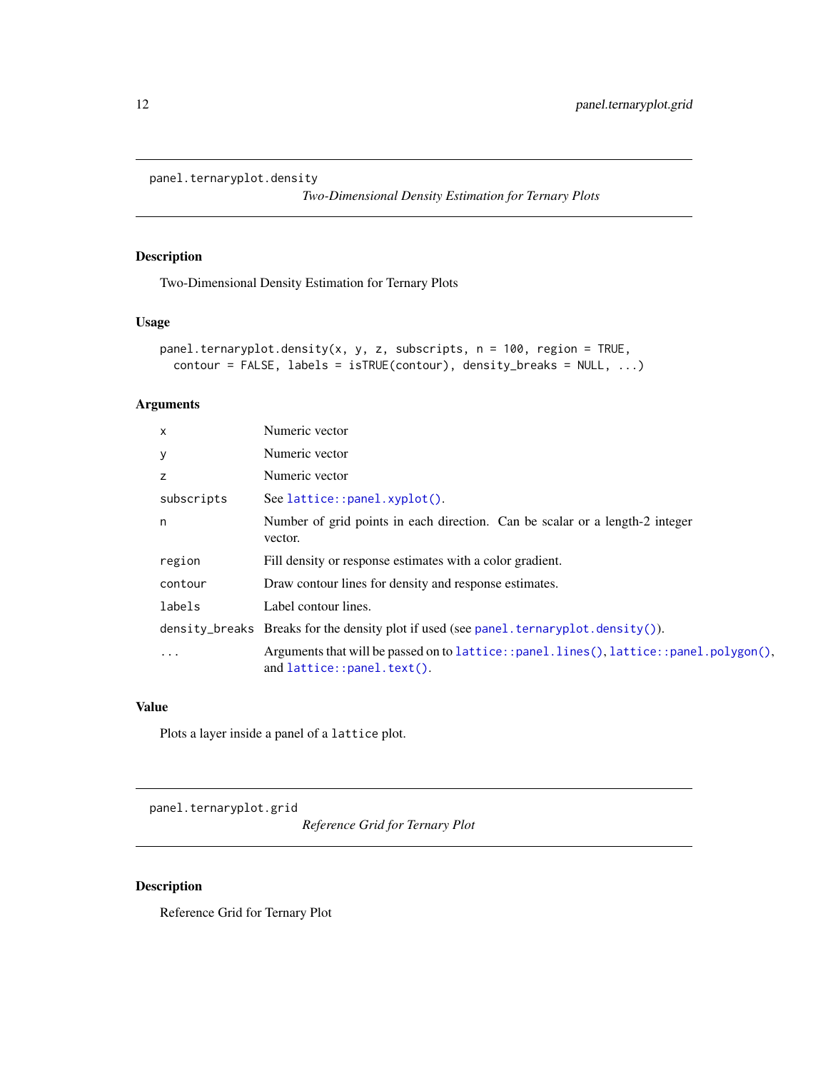## panel.ternaryplot.density

*Two-Dimensional Density Estimation for Ternary Plots*

### Description

Two-Dimensional Density Estimation for Ternary Plots

### Usage

```
panel.ternaryplot.density(x, y, z, subscripts, n = 100, region = TRUE,
  contour = FALSE, labels = isTRUE(contour), density_breaks = NULL, ...)
```

### Arguments

| | |
|---|---|
| `x` | Numeric vector |
| `y` | Numeric vector |
| `z` | Numeric vector |
| `subscripts` | See `lattice::panel.xyplot()`. |
| `n` | Number of grid points in each direction. Can be scalar or a length-2 integer vector. |
| `region` | Fill density or response estimates with a color gradient. |
| `contour` | Draw contour lines for density and response estimates. |
| `labels` | Label contour lines. |
| `density_breaks` | Breaks for the density plot if used (see `panel.ternaryplot.density()`). |
| `...` | Arguments that will be passed on to `lattice::panel.lines()`, `lattice::panel.polygon()`, and `lattice::panel.text()`. |

### Value

Plots a layer inside a panel of a `lattice` plot.

## panel.ternaryplot.grid

*Reference Grid for Ternary Plot*

### Description

Reference Grid for Ternary Plot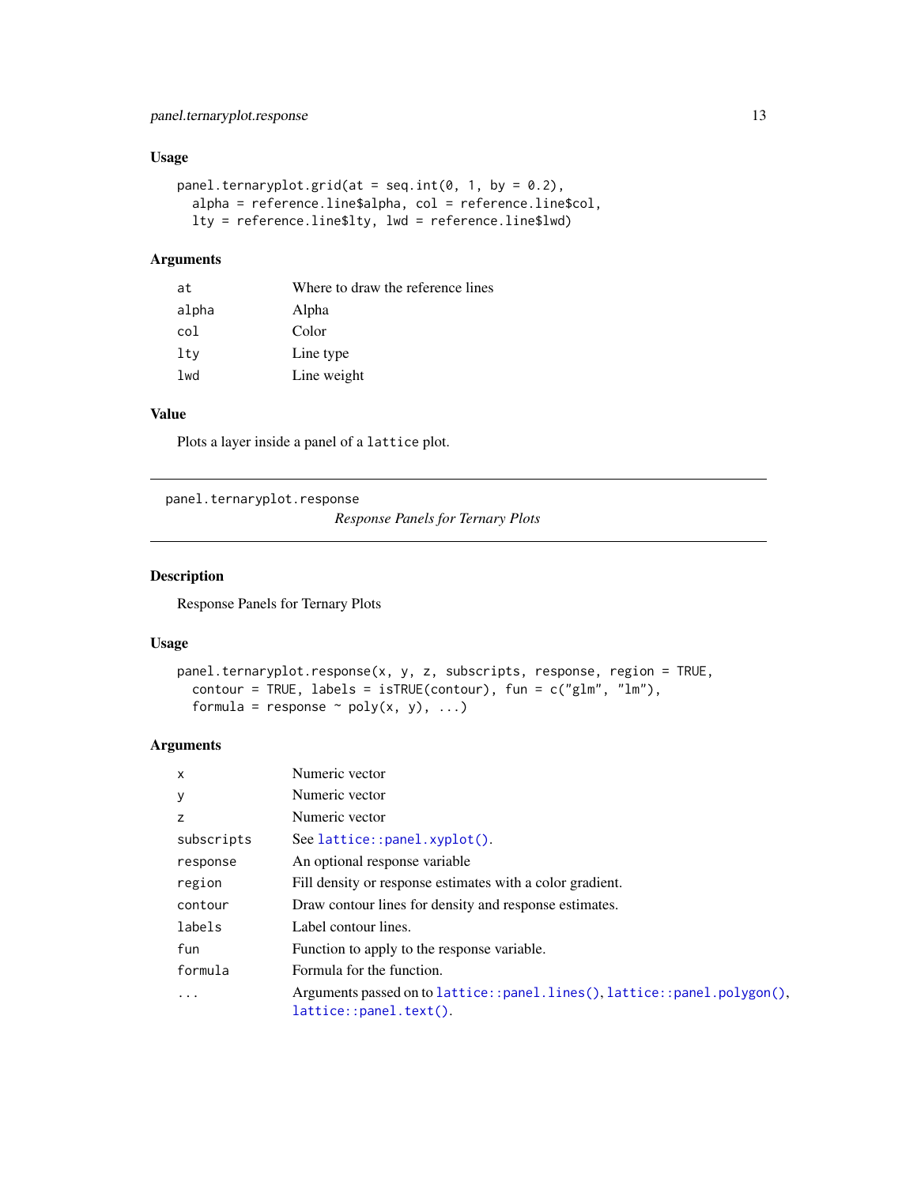### Usage

```
panel.ternaryplot.grid(at = seq.int(0, 1, by = 0.2),
  alpha = reference.line$alpha, col = reference.line$col,
  lty = reference.line$lty, lwd = reference.line$lwd)
```

### Arguments

| | |
|---|---|
| `at` | Where to draw the reference lines |
| `alpha` | Alpha |
| `col` | Color |
| `lty` | Line type |
| `lwd` | Line weight |

### Value

Plots a layer inside a panel of a `lattice` plot.

---

## panel.ternaryplot.response — *Response Panels for Ternary Plots*

---

### Description

Response Panels for Ternary Plots

### Usage

```
panel.ternaryplot.response(x, y, z, subscripts, response, region = TRUE,
  contour = TRUE, labels = isTRUE(contour), fun = c("glm", "lm"),
  formula = response ~ poly(x, y), ...)
```

### Arguments

| | |
|---|---|
| `x` | Numeric vector |
| `y` | Numeric vector |
| `z` | Numeric vector |
| `subscripts` | See `lattice::panel.xyplot()`. |
| `response` | An optional response variable |
| `region` | Fill density or response estimates with a color gradient. |
| `contour` | Draw contour lines for density and response estimates. |
| `labels` | Label contour lines. |
| `fun` | Function to apply to the response variable. |
| `formula` | Formula for the function. |
| `...` | Arguments passed on to `lattice::panel.lines()`, `lattice::panel.polygon()`, `lattice::panel.text()`. |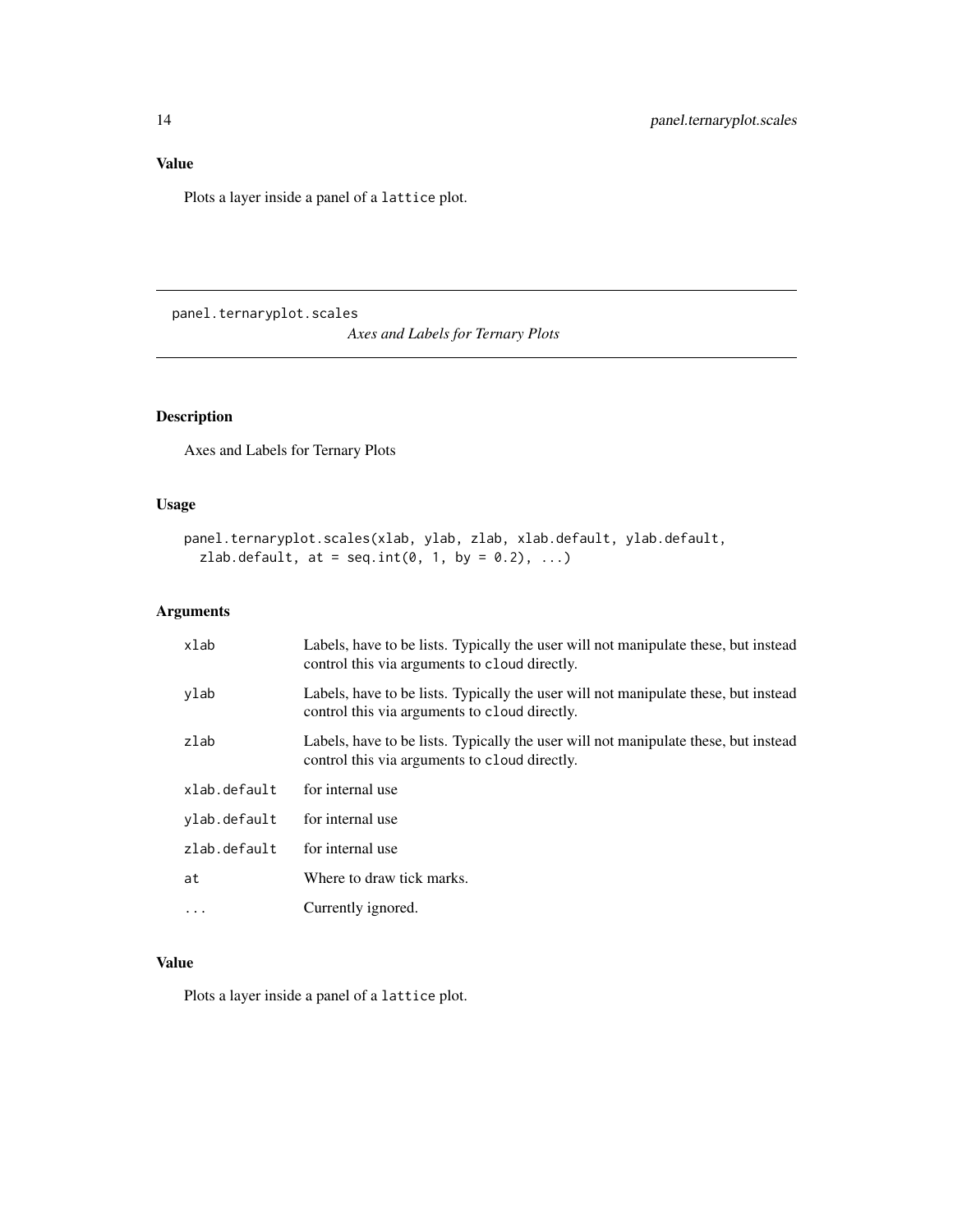## Value

Plots a layer inside a panel of a `lattice` plot.

---

# panel.ternaryplot.scales — *Axes and Labels for Ternary Plots*

---

## Description

Axes and Labels for Ternary Plots

## Usage

```
panel.ternaryplot.scales(xlab, ylab, zlab, xlab.default, ylab.default,
  zlab.default, at = seq.int(0, 1, by = 0.2), ...)
```

## Arguments

| | |
|---|---|
| `xlab` | Labels, have to be lists. Typically the user will not manipulate these, but instead control this via arguments to `cloud` directly. |
| `ylab` | Labels, have to be lists. Typically the user will not manipulate these, but instead control this via arguments to `cloud` directly. |
| `zlab` | Labels, have to be lists. Typically the user will not manipulate these, but instead control this via arguments to `cloud` directly. |
| `xlab.default` | for internal use |
| `ylab.default` | for internal use |
| `zlab.default` | for internal use |
| `at` | Where to draw tick marks. |
| `...` | Currently ignored. |

## Value

Plots a layer inside a panel of a `lattice` plot.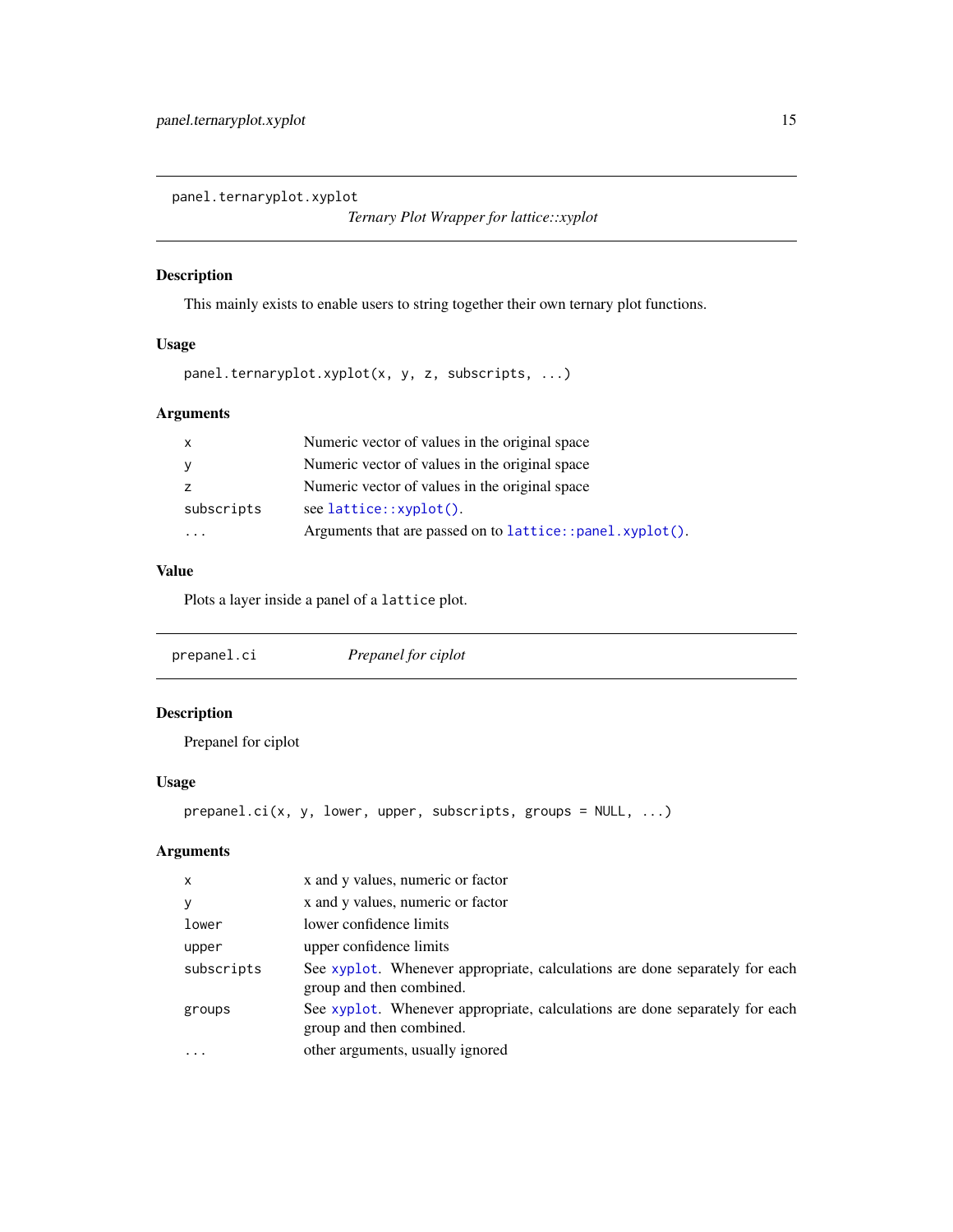## panel.ternaryplot.xyplot

*Ternary Plot Wrapper for lattice::xyplot*

### Description

This mainly exists to enable users to string together their own ternary plot functions.

### Usage

```
panel.ternaryplot.xyplot(x, y, z, subscripts, ...)
```

### Arguments

| | |
|---|---|
| `x` | Numeric vector of values in the original space |
| `y` | Numeric vector of values in the original space |
| `z` | Numeric vector of values in the original space |
| `subscripts` | see `lattice::xyplot()`. |
| `...` | Arguments that are passed on to `lattice::panel.xyplot()`. |

### Value

Plots a layer inside a panel of a `lattice` plot.

## prepanel.ci

*Prepanel for ciplot*

### Description

Prepanel for ciplot

### Usage

```
prepanel.ci(x, y, lower, upper, subscripts, groups = NULL, ...)
```

### Arguments

| | |
|---|---|
| `x` | x and y values, numeric or factor |
| `y` | x and y values, numeric or factor |
| `lower` | lower confidence limits |
| `upper` | upper confidence limits |
| `subscripts` | See `xyplot`. Whenever appropriate, calculations are done separately for each group and then combined. |
| `groups` | See `xyplot`. Whenever appropriate, calculations are done separately for each group and then combined. |
| `...` | other arguments, usually ignored |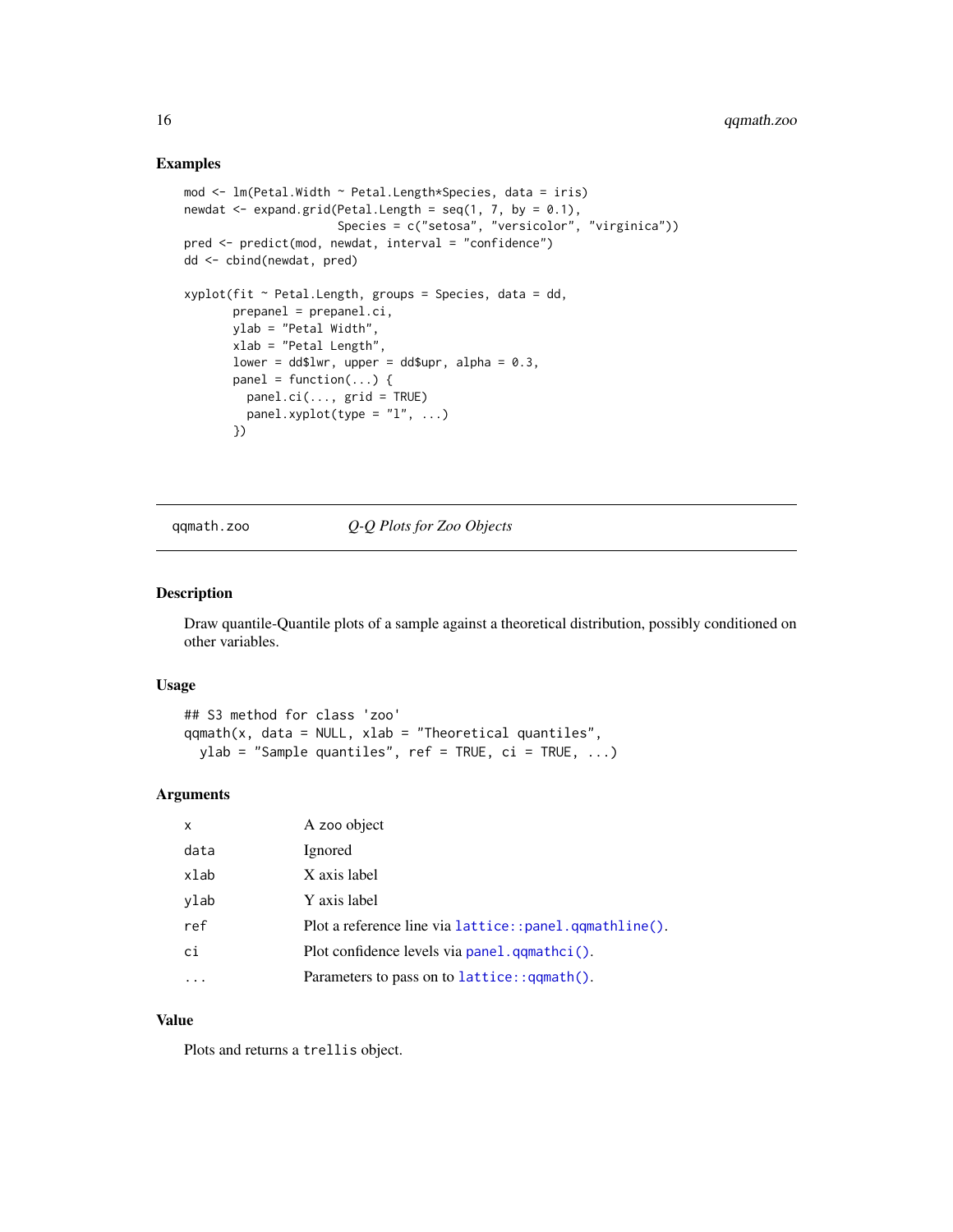## Examples

```
mod <- lm(Petal.Width ~ Petal.Length*Species, data = iris)
newdat <- expand.grid(Petal.Length = seq(1, 7, by = 0.1),
                      Species = c("setosa", "versicolor", "virginica"))
pred <- predict(mod, newdat, interval = "confidence")
dd <- cbind(newdat, pred)

xyplot(fit ~ Petal.Length, groups = Species, data = dd,
       prepanel = prepanel.ci,
       ylab = "Petal Width",
       xlab = "Petal Length",
       lower = dd$lwr, upper = dd$upr, alpha = 0.3,
       panel = function(...) {
         panel.ci(..., grid = TRUE)
         panel.xyplot(type = "l", ...)
       })
```

---

# qqmath.zoo — *Q-Q Plots for Zoo Objects*

## Description

Draw quantile-Quantile plots of a sample against a theoretical distribution, possibly conditioned on other variables.

## Usage

```
## S3 method for class 'zoo'
qqmath(x, data = NULL, xlab = "Theoretical quantiles",
  ylab = "Sample quantiles", ref = TRUE, ci = TRUE, ...)
```

## Arguments

| | |
|---|---|
| `x` | A zoo object |
| `data` | Ignored |
| `xlab` | X axis label |
| `ylab` | Y axis label |
| `ref` | Plot a reference line via `lattice::panel.qqmathline()`. |
| `ci` | Plot confidence levels via `panel.qqmathci()`. |
| `...` | Parameters to pass on to `lattice::qqmath()`. |

## Value

Plots and returns a `trellis` object.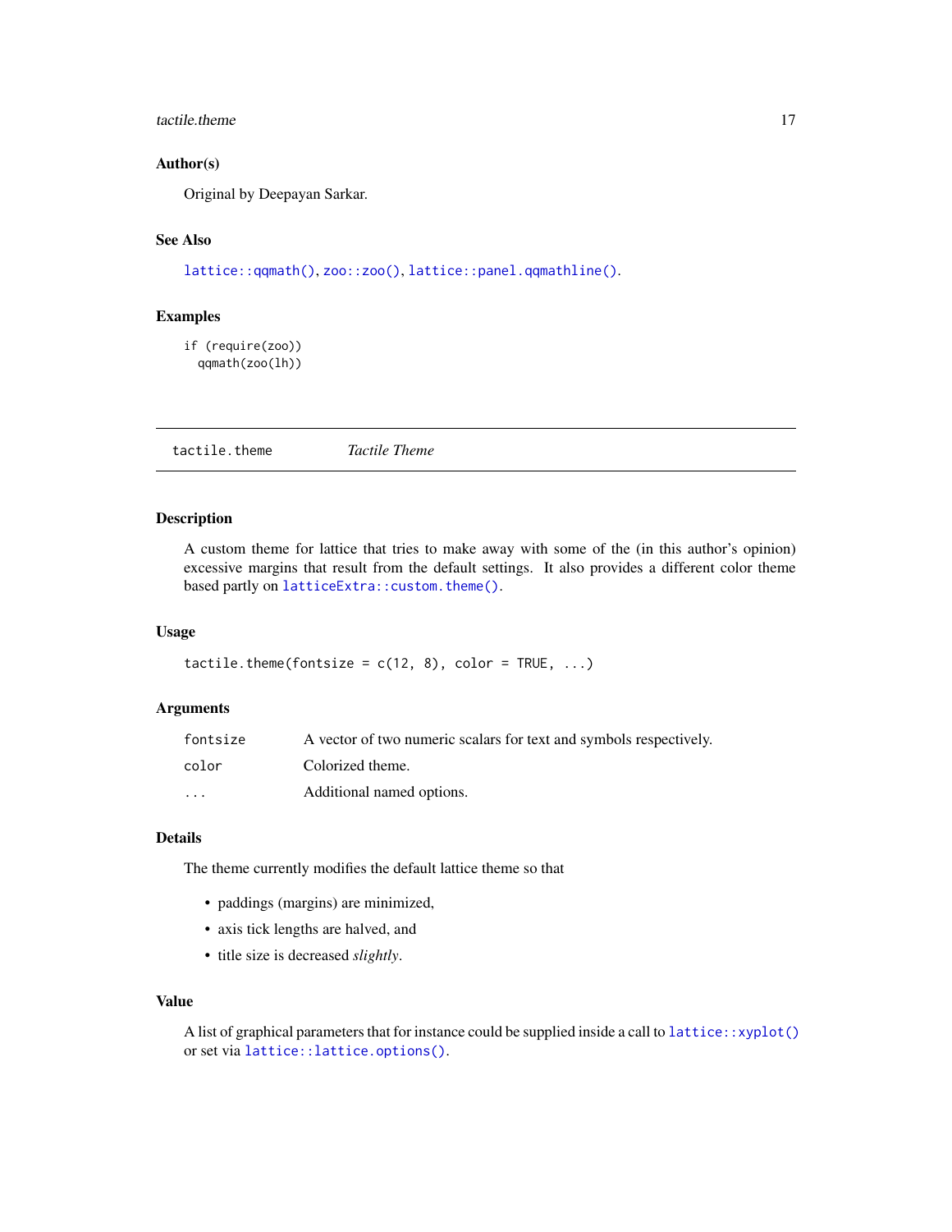### Author(s)

Original by Deepayan Sarkar.

### See Also

`lattice::qqmath()`, `zoo::zoo()`, `lattice::panel.qqmathline()`.

### Examples

```
if (require(zoo))
  qqmath(zoo(lh))
```

---

## tactile.theme — *Tactile Theme*

### Description

A custom theme for lattice that tries to make away with some of the (in this author's opinion) excessive margins that result from the default settings. It also provides a different color theme based partly on `latticeExtra::custom.theme()`.

### Usage

```
tactile.theme(fontsize = c(12, 8), color = TRUE, ...)
```

### Arguments

| | |
|---|---|
| `fontsize` | A vector of two numeric scalars for text and symbols respectively. |
| `color` | Colorized theme. |
| `...` | Additional named options. |

### Details

The theme currently modifies the default lattice theme so that

- paddings (margins) are minimized,
- axis tick lengths are halved, and
- title size is decreased *slightly*.

### Value

A list of graphical parameters that for instance could be supplied inside a call to `lattice::xyplot()` or set via `lattice::lattice.options()`.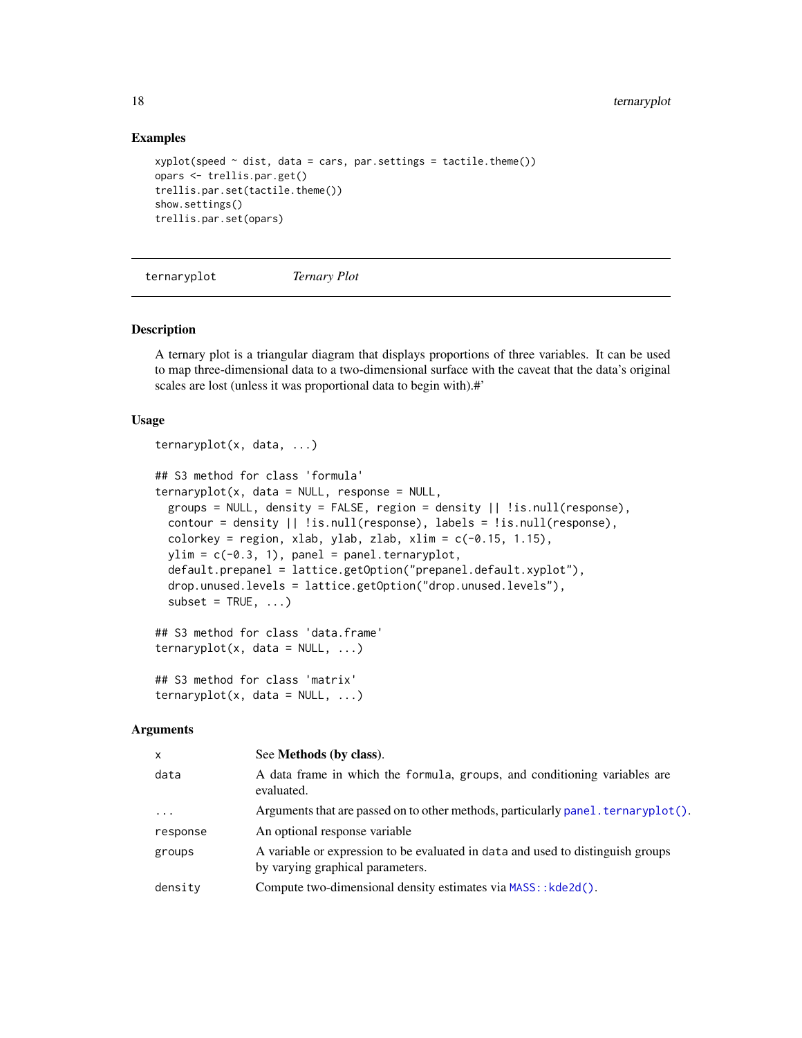## Examples

```
xyplot(speed ~ dist, data = cars, par.settings = tactile.theme())
opars <- trellis.par.get()
trellis.par.set(tactile.theme())
show.settings()
trellis.par.set(opars)
```

---

# ternaryplot *Ternary Plot*

---

## Description

A ternary plot is a triangular diagram that displays proportions of three variables. It can be used to map three-dimensional data to a two-dimensional surface with the caveat that the data's original scales are lost (unless it was proportional data to begin with).#'

## Usage

```
ternaryplot(x, data, ...)

## S3 method for class 'formula'
ternaryplot(x, data = NULL, response = NULL,
  groups = NULL, density = FALSE, region = density || !is.null(response),
  contour = density || !is.null(response), labels = !is.null(response),
  colorkey = region, xlab, ylab, zlab, xlim = c(-0.15, 1.15),
  ylim = c(-0.3, 1), panel = panel.ternaryplot,
  default.prepanel = lattice.getOption("prepanel.default.xyplot"),
  drop.unused.levels = lattice.getOption("drop.unused.levels"),
  subset = TRUE, ...)

## S3 method for class 'data.frame'
ternaryplot(x, data = NULL, ...)

## S3 method for class 'matrix'
ternaryplot(x, data = NULL, ...)
```

## Arguments

| | |
|---|---|
| `x` | See **Methods (by class)**. |
| `data` | A data frame in which the `formula`, `groups`, and conditioning variables are evaluated. |
| `...` | Arguments that are passed on to other methods, particularly `panel.ternaryplot()`. |
| `response` | An optional response variable |
| `groups` | A variable or expression to be evaluated in `data` and used to distinguish groups by varying graphical parameters. |
| `density` | Compute two-dimensional density estimates via `MASS::kde2d()`. |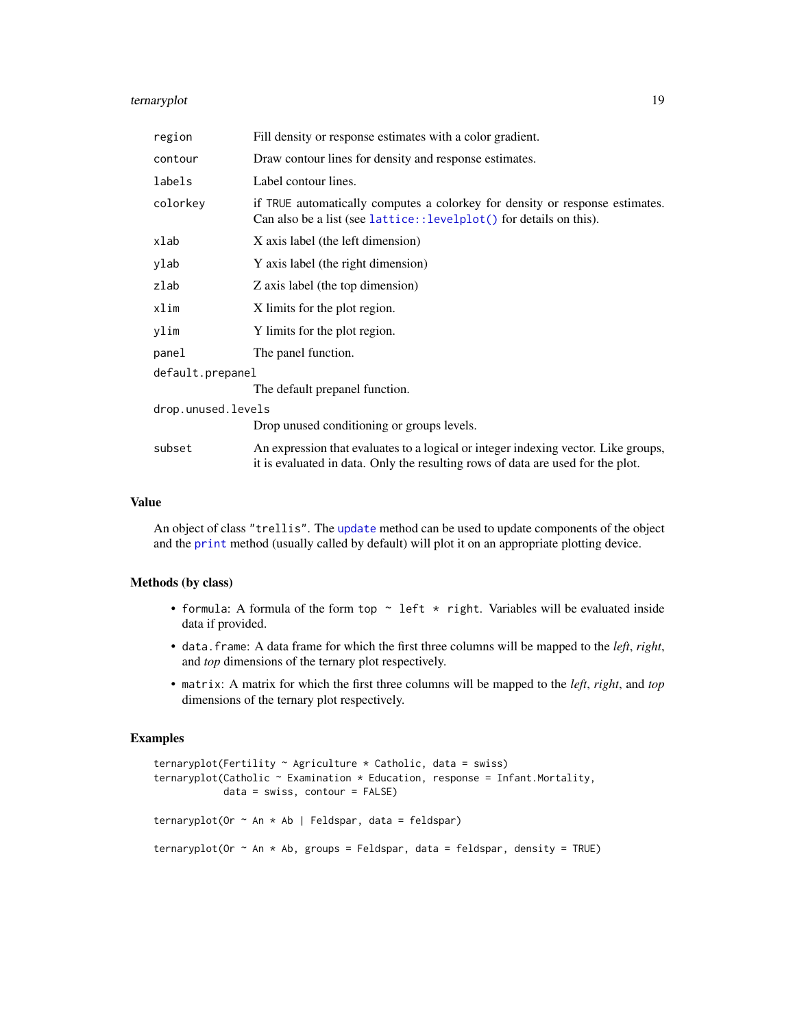| | |
|---|---|
| `region` | Fill density or response estimates with a color gradient. |
| `contour` | Draw contour lines for density and response estimates. |
| `labels` | Label contour lines. |
| `colorkey` | if `TRUE` automatically computes a colorkey for density or response estimates. Can also be a list (see `lattice::levelplot()` for details on this). |
| `xlab` | X axis label (the left dimension) |
| `ylab` | Y axis label (the right dimension) |
| `zlab` | Z axis label (the top dimension) |
| `xlim` | X limits for the plot region. |
| `ylim` | Y limits for the plot region. |
| `panel` | The panel function. |
| `default.prepanel` | The default prepanel function. |
| `drop.unused.levels` | Drop unused conditioning or groups levels. |
| `subset` | An expression that evaluates to a logical or integer indexing vector. Like groups, it is evaluated in data. Only the resulting rows of data are used for the plot. |

## Value

An object of class `"trellis"`. The `update` method can be used to update components of the object and the `print` method (usually called by default) will plot it on an appropriate plotting device.

## Methods (by class)

- `formula`: A formula of the form `top ~ left * right`. Variables will be evaluated inside data if provided.
- `data.frame`: A data frame for which the first three columns will be mapped to the *left*, *right*, and *top* dimensions of the ternary plot respectively.
- `matrix`: A matrix for which the first three columns will be mapped to the *left*, *right*, and *top* dimensions of the ternary plot respectively.

## Examples

```
ternaryplot(Fertility ~ Agriculture * Catholic, data = swiss)
ternaryplot(Catholic ~ Examination * Education, response = Infant.Mortality,
            data = swiss, contour = FALSE)

ternaryplot(Or ~ An * Ab | Feldspar, data = feldspar)

ternaryplot(Or ~ An * Ab, groups = Feldspar, data = feldspar, density = TRUE)
```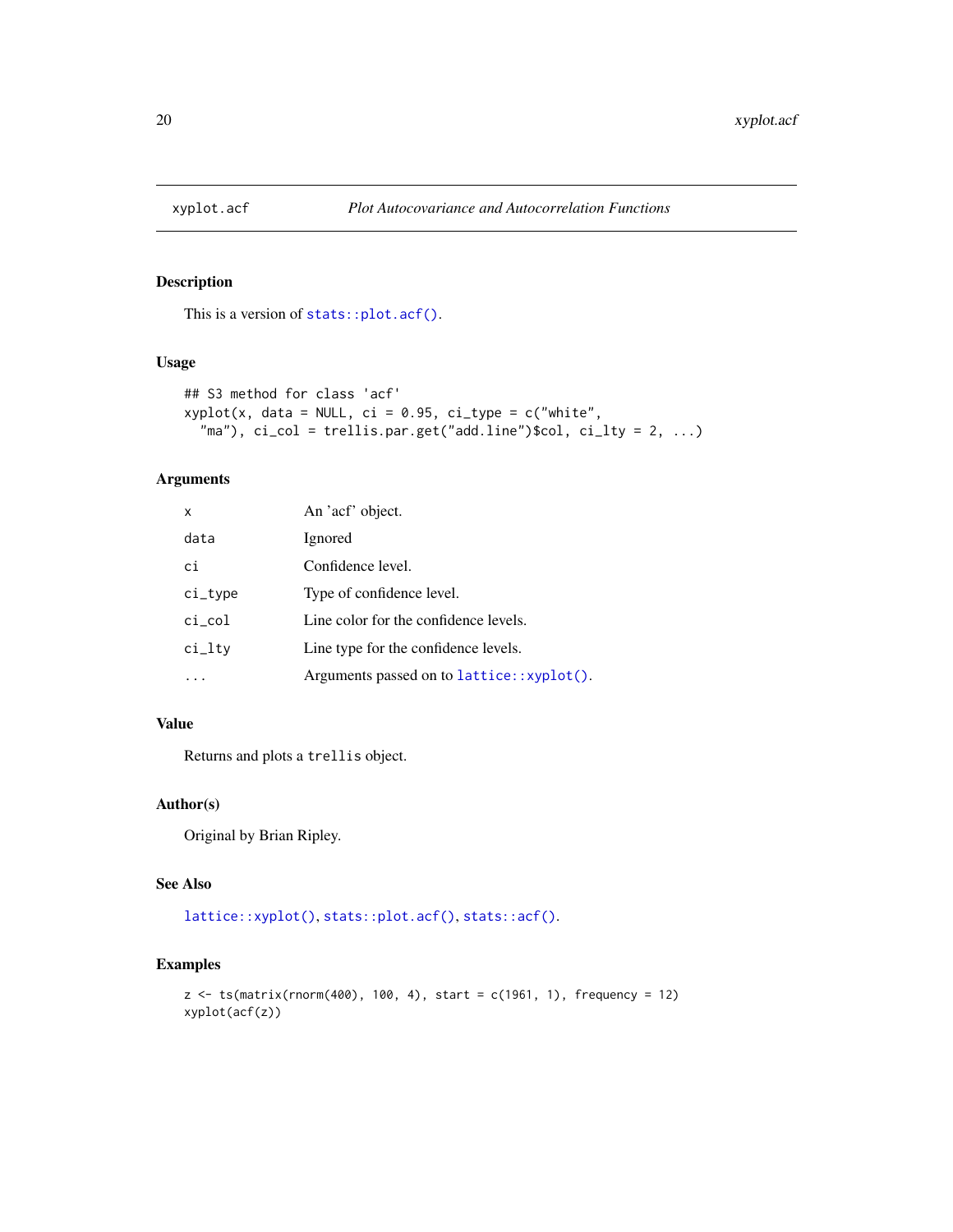# xyplot.acf — *Plot Autocovariance and Autocorrelation Functions*

## Description

This is a version of `stats::plot.acf()`.

## Usage

```
## S3 method for class 'acf'
xyplot(x, data = NULL, ci = 0.95, ci_type = c("white",
  "ma"), ci_col = trellis.par.get("add.line")$col, ci_lty = 2, ...)
```

## Arguments

| | |
|---|---|
| `x` | An 'acf' object. |
| `data` | Ignored |
| `ci` | Confidence level. |
| `ci_type` | Type of confidence level. |
| `ci_col` | Line color for the confidence levels. |
| `ci_lty` | Line type for the confidence levels. |
| `...` | Arguments passed on to `lattice::xyplot()`. |

## Value

Returns and plots a `trellis` object.

## Author(s)

Original by Brian Ripley.

## See Also

`lattice::xyplot()`, `stats::plot.acf()`, `stats::acf()`.

## Examples

```
z <- ts(matrix(rnorm(400), 100, 4), start = c(1961, 1), frequency = 12)
xyplot(acf(z))
```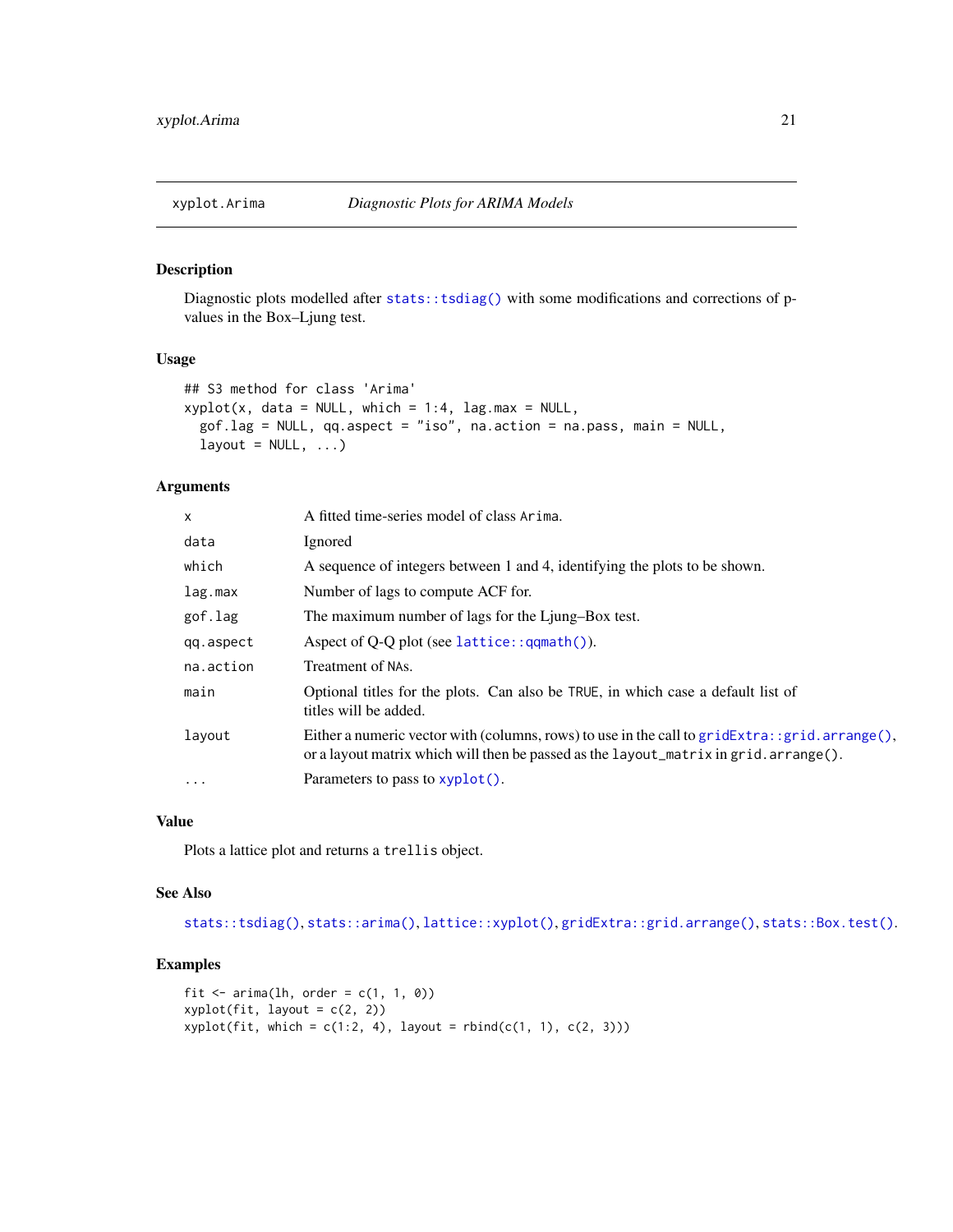## xyplot.Arima — *Diagnostic Plots for ARIMA Models*

### Description

Diagnostic plots modelled after `stats::tsdiag()` with some modifications and corrections of p-values in the Box–Ljung test.

### Usage

```
## S3 method for class 'Arima'
xyplot(x, data = NULL, which = 1:4, lag.max = NULL,
  gof.lag = NULL, qq.aspect = "iso", na.action = na.pass, main = NULL,
  layout = NULL, ...)
```

### Arguments

| | |
|---|---|
| `x` | A fitted time-series model of class `Arima`. |
| `data` | Ignored |
| `which` | A sequence of integers between 1 and 4, identifying the plots to be shown. |
| `lag.max` | Number of lags to compute ACF for. |
| `gof.lag` | The maximum number of lags for the Ljung–Box test. |
| `qq.aspect` | Aspect of Q-Q plot (see `lattice::qqmath()`). |
| `na.action` | Treatment of `NA`s. |
| `main` | Optional titles for the plots. Can also be `TRUE`, in which case a default list of titles will be added. |
| `layout` | Either a numeric vector with (columns, rows) to use in the call to `gridExtra::grid.arrange()`, or a layout matrix which will then be passed as the `layout_matrix` in `grid.arrange()`. |
| `...` | Parameters to pass to `xyplot()`. |

### Value

Plots a lattice plot and returns a `trellis` object.

### See Also

`stats::tsdiag()`, `stats::arima()`, `lattice::xyplot()`, `gridExtra::grid.arrange()`, `stats::Box.test()`.

### Examples

```
fit <- arima(lh, order = c(1, 1, 0))
xyplot(fit, layout = c(2, 2))
xyplot(fit, which = c(1:2, 4), layout = rbind(c(1, 1), c(2, 3)))
```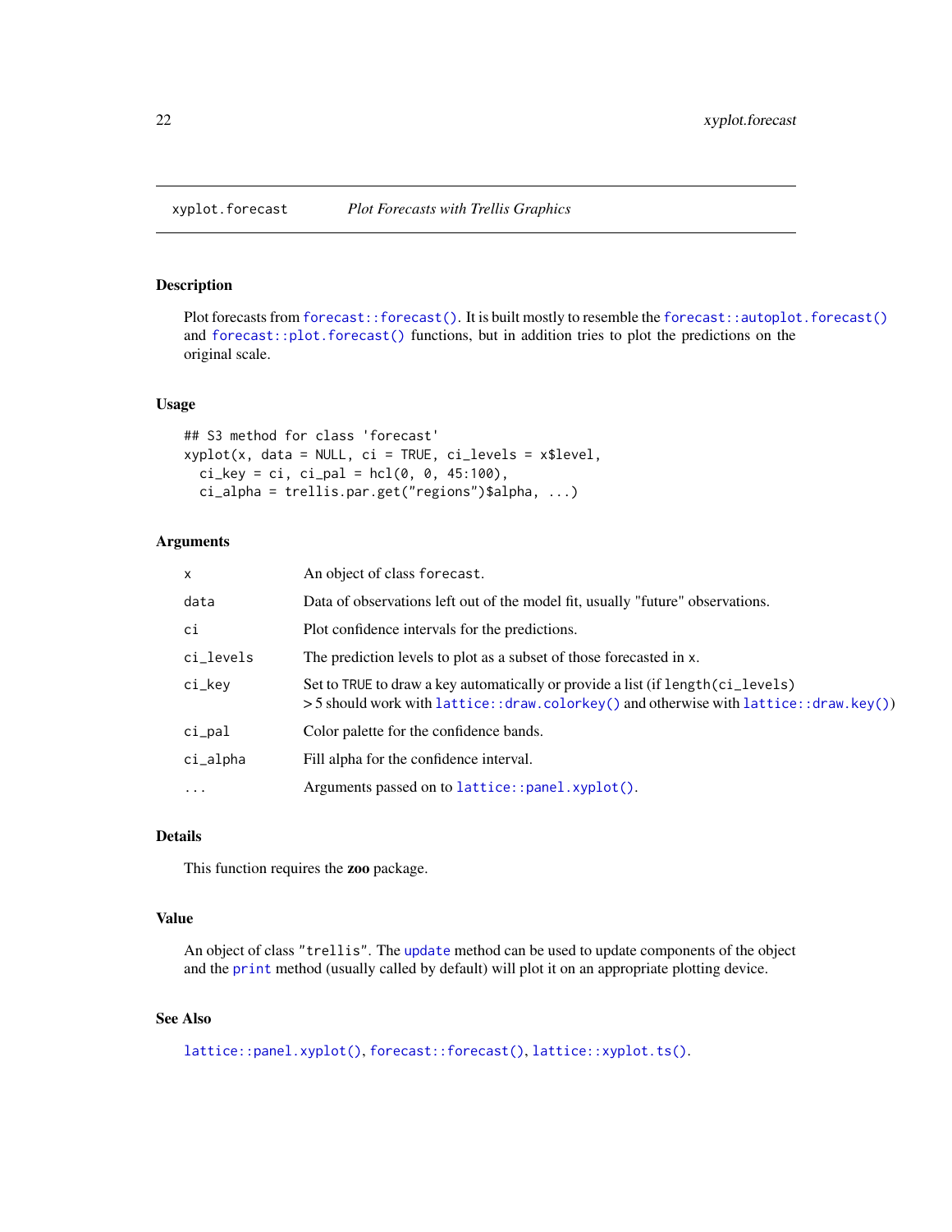## xyplot.forecast *Plot Forecasts with Trellis Graphics*

### Description

Plot forecasts from `forecast::forecast()`. It is built mostly to resemble the `forecast::autoplot.forecast()` and `forecast::plot.forecast()` functions, but in addition tries to plot the predictions on the original scale.

### Usage

```
## S3 method for class 'forecast'
xyplot(x, data = NULL, ci = TRUE, ci_levels = x$level,
  ci_key = ci, ci_pal = hcl(0, 0, 45:100),
  ci_alpha = trellis.par.get("regions")$alpha, ...)
```

### Arguments

| | |
|---|---|
| `x` | An object of class `forecast`. |
| `data` | Data of observations left out of the model fit, usually "future" observations. |
| `ci` | Plot confidence intervals for the predictions. |
| `ci_levels` | The prediction levels to plot as a subset of those forecasted in `x`. |
| `ci_key` | Set to `TRUE` to draw a key automatically or provide a list (if `length(ci_levels)` > 5 should work with `lattice::draw.colorkey()` and otherwise with `lattice::draw.key()`) |
| `ci_pal` | Color palette for the confidence bands. |
| `ci_alpha` | Fill alpha for the confidence interval. |
| `...` | Arguments passed on to `lattice::panel.xyplot()`. |

### Details

This function requires the **zoo** package.

### Value

An object of class `"trellis"`. The `update` method can be used to update components of the object and the `print` method (usually called by default) will plot it on an appropriate plotting device.

### See Also

`lattice::panel.xyplot()`, `forecast::forecast()`, `lattice::xyplot.ts()`.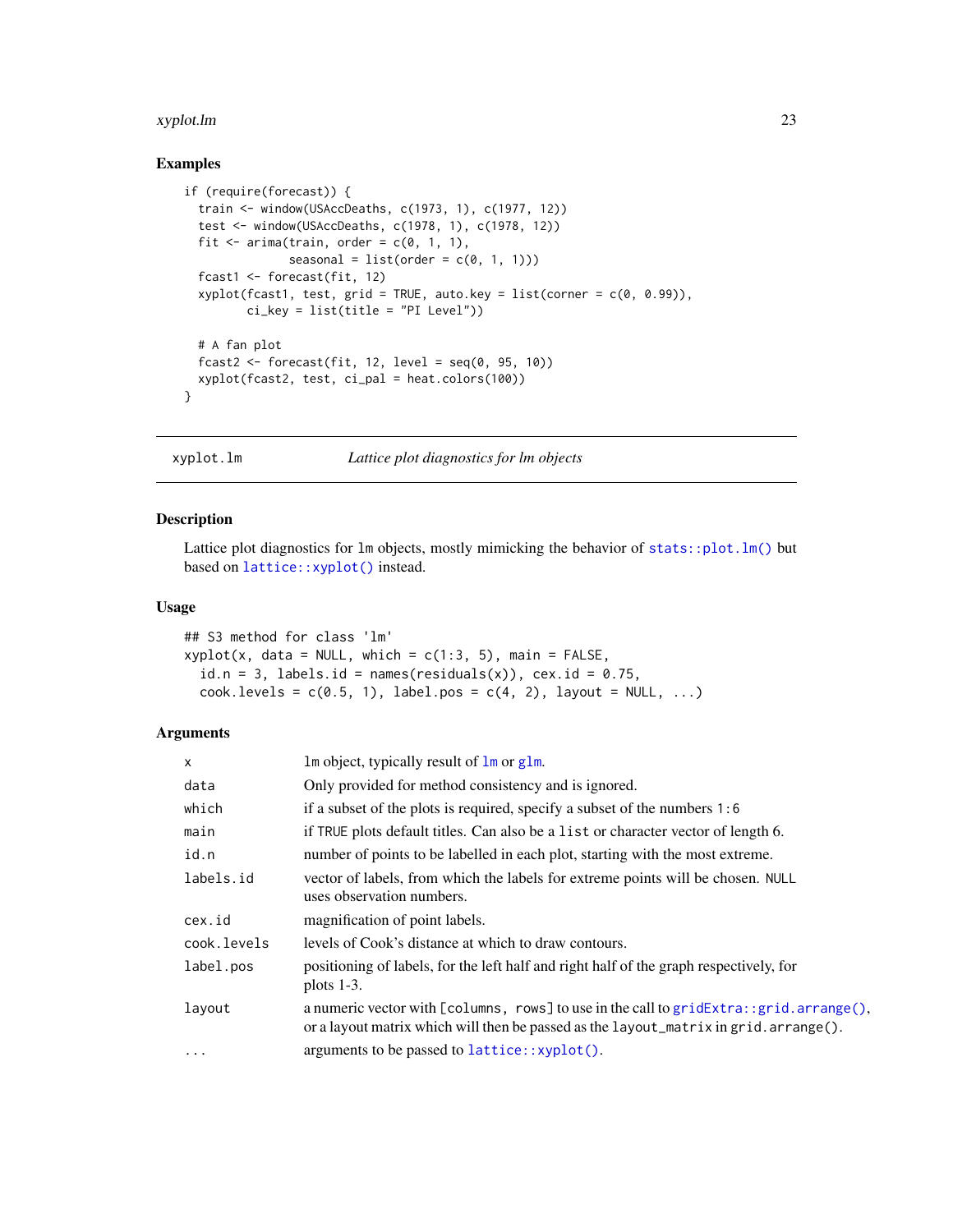## Examples

```
if (require(forecast)) {
  train <- window(USAccDeaths, c(1973, 1), c(1977, 12))
  test <- window(USAccDeaths, c(1978, 1), c(1978, 12))
  fit <- arima(train, order = c(0, 1, 1),
               seasonal = list(order = c(0, 1, 1)))
  fcast1 <- forecast(fit, 12)
  xyplot(fcast1, test, grid = TRUE, auto.key = list(corner = c(0, 0.99)),
         ci_key = list(title = "PI Level"))

  # A fan plot
  fcast2 <- forecast(fit, 12, level = seq(0, 95, 10))
  xyplot(fcast2, test, ci_pal = heat.colors(100))
}
```

---

# xyplot.lm — *Lattice plot diagnostics for lm objects*

## Description

Lattice plot diagnostics for `lm` objects, mostly mimicking the behavior of `stats::plot.lm()` but based on `lattice::xyplot()` instead.

## Usage

```
## S3 method for class 'lm'
xyplot(x, data = NULL, which = c(1:3, 5), main = FALSE,
  id.n = 3, labels.id = names(residuals(x)), cex.id = 0.75,
  cook.levels = c(0.5, 1), label.pos = c(4, 2), layout = NULL, ...)
```

## Arguments

| | |
|---|---|
| `x` | `lm` object, typically result of `lm` or `glm`. |
| `data` | Only provided for method consistency and is ignored. |
| `which` | if a subset of the plots is required, specify a subset of the numbers `1:6` |
| `main` | if `TRUE` plots default titles. Can also be a `list` or character vector of length 6. |
| `id.n` | number of points to be labelled in each plot, starting with the most extreme. |
| `labels.id` | vector of labels, from which the labels for extreme points will be chosen. `NULL` uses observation numbers. |
| `cex.id` | magnification of point labels. |
| `cook.levels` | levels of Cook's distance at which to draw contours. |
| `label.pos` | positioning of labels, for the left half and right half of the graph respectively, for plots 1-3. |
| `layout` | a numeric vector with `[columns, rows]` to use in the call to `gridExtra::grid.arrange()`, or a layout matrix which will then be passed as the `layout_matrix` in `grid.arrange()`. |
| `...` | arguments to be passed to `lattice::xyplot()`. |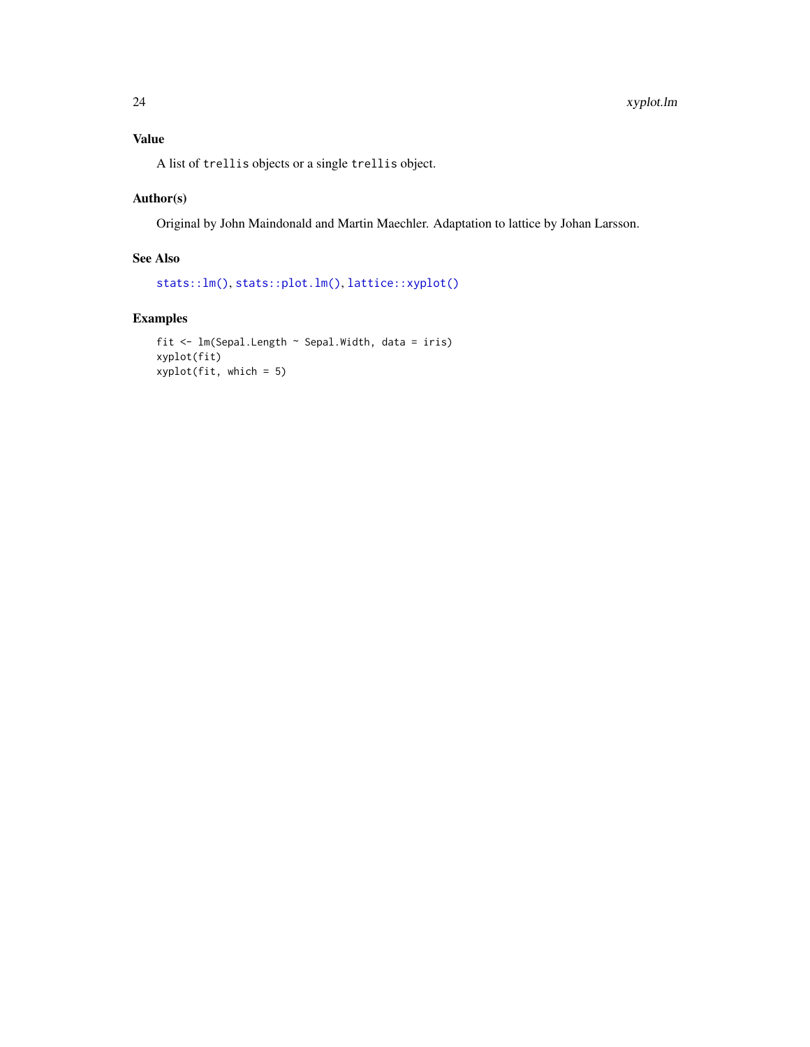## Value

A list of `trellis` objects or a single `trellis` object.

## Author(s)

Original by John Maindonald and Martin Maechler. Adaptation to lattice by Johan Larsson.

## See Also

`stats::lm()`, `stats::plot.lm()`, `lattice::xyplot()`

## Examples

```
fit <- lm(Sepal.Length ~ Sepal.Width, data = iris)
xyplot(fit)
xyplot(fit, which = 5)
```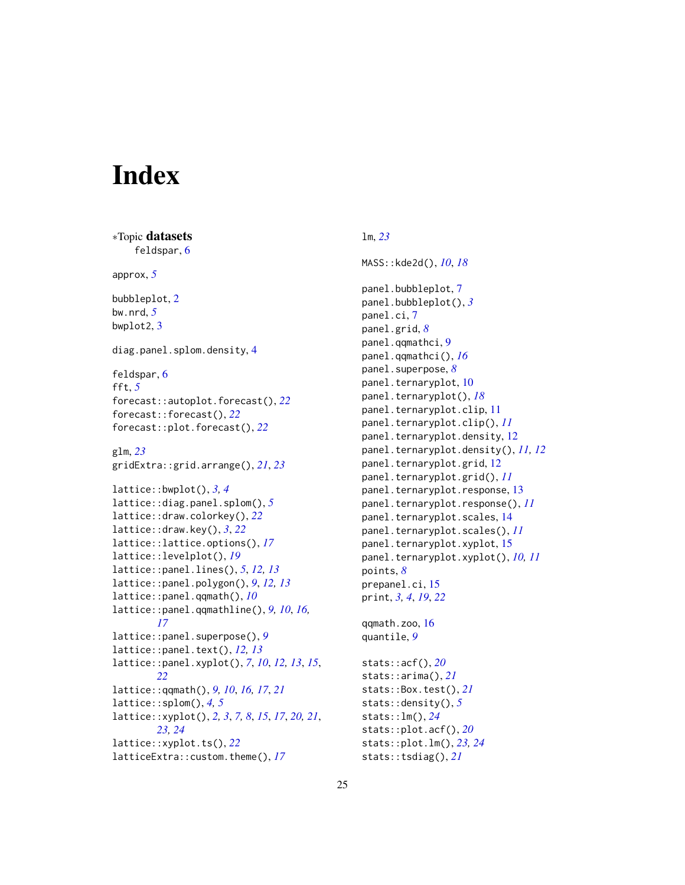# Index

*Topic **datasets**
    feldspar, 6

approx, *5*

bubbleplot, 2
bw.nrd, *5*
bwplot2, 3

diag.panel.splom.density, 4

feldspar, 6
fft, *5*
forecast::autoplot.forecast(), *22*
forecast::forecast(), *22*
forecast::plot.forecast(), *22*

glm, *23*
gridExtra::grid.arrange(), *21*, *23*

lattice::bwplot(), *3, 4*
lattice::diag.panel.splom(), *5*
lattice::draw.colorkey(), *22*
lattice::draw.key(), *3*, *22*
lattice::lattice.options(), *17*
lattice::levelplot(), *19*
lattice::panel.lines(), *5*, *12, 13*
lattice::panel.polygon(), *9*, *12, 13*
lattice::panel.qqmath(), *10*
lattice::panel.qqmathline(), *9, 10*, *16, 17*
lattice::panel.superpose(), *9*
lattice::panel.text(), *12, 13*
lattice::panel.xyplot(), *7*, *10*, *12, 13*, *15*, *22*
lattice::qqmath(), *9, 10*, *16, 17*, *21*
lattice::splom(), *4, 5*
lattice::xyplot(), *2, 3*, *7, 8*, *15*, *17*, *20, 21*, *23, 24*
lattice::xyplot.ts(), *22*
latticeExtra::custom.theme(), *17*

lm, *23*

MASS::kde2d(), *10*, *18*

panel.bubbleplot, 7
panel.bubbleplot(), *3*
panel.ci, 7
panel.grid, *8*
panel.qqmathci, 9
panel.qqmathci(), *16*
panel.superpose, *8*
panel.ternaryplot, 10
panel.ternaryplot(), *18*
panel.ternaryplot.clip, 11
panel.ternaryplot.clip(), *11*
panel.ternaryplot.density, 12
panel.ternaryplot.density(), *11, 12*
panel.ternaryplot.grid, 12
panel.ternaryplot.grid(), *11*
panel.ternaryplot.response, 13
panel.ternaryplot.response(), *11*
panel.ternaryplot.scales, 14
panel.ternaryplot.scales(), *11*
panel.ternaryplot.xyplot, 15
panel.ternaryplot.xyplot(), *10, 11*
points, *8*
prepanel.ci, 15
print, *3, 4*, *19*, *22*

qqmath.zoo, 16
quantile, *9*

stats::acf(), *20*
stats::arima(), *21*
stats::Box.test(), *21*
stats::density(), *5*
stats::lm(), *24*
stats::plot.acf(), *20*
stats::plot.lm(), *23, 24*
stats::tsdiag(), *21*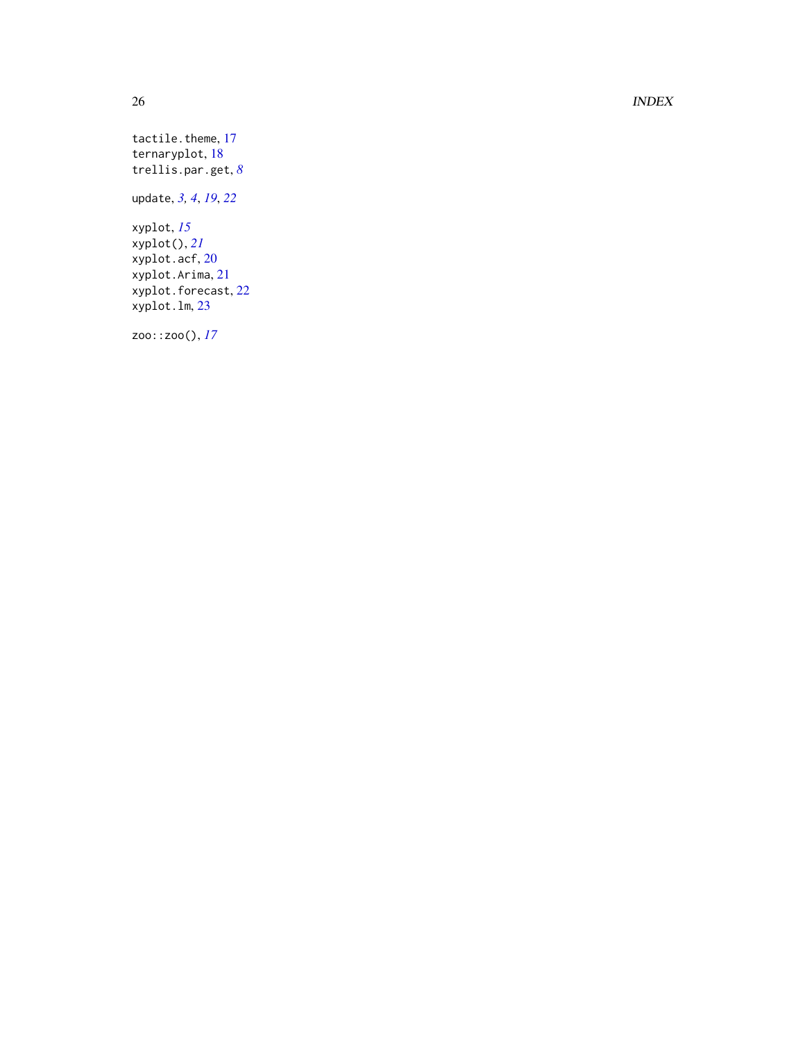`tactile.theme`, 17
`ternaryplot`, 18
`trellis.par.get`, *8*

`update`, *3, 4*, *19*, *22*

`xyplot`, *15*
`xyplot()`, *21*
`xyplot.acf`, 20
`xyplot.Arima`, 21
`xyplot.forecast`, 22
`xyplot.lm`, 23

`zoo::zoo()`, *17*